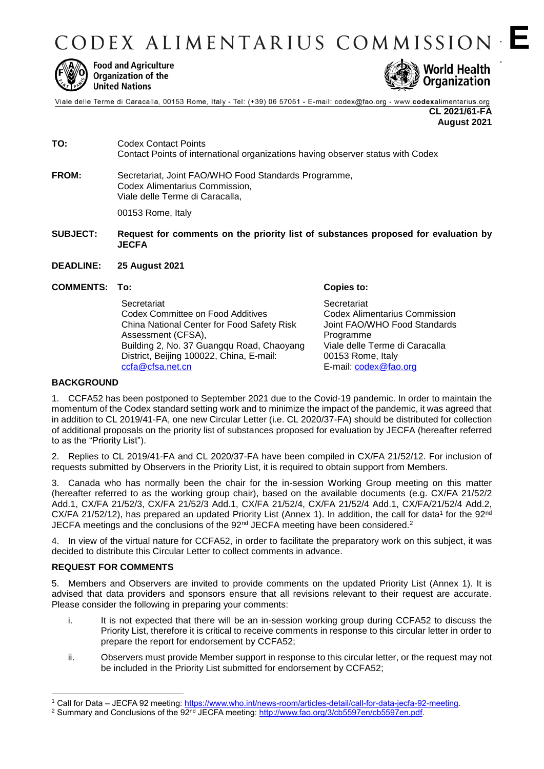# CODEX ALIMENTARIUS COMMISSION **E**

Food and Agriculture Organization of the United Nations

World Health Organization

Viale delle Terme di Caracalla, 00153 Rome, Italy - Tel: (+39) 06 57051 - E-mail: codex@fao.org - www.codexalimentarius.org

**CL 2021/61-FA**
**August 2021**

**TO:** Codex Contact Points
Contact Points of international organizations having observer status with Codex

**FROM:** Secretariat, Joint FAO/WHO Food Standards Programme,
Codex Alimentarius Commission,
Viale delle Terme di Caracalla,

00153 Rome, Italy

**SUBJECT: Request for comments on the priority list of substances proposed for evaluation by JECFA**

**DEADLINE: 25 August 2021**

**COMMENTS: To:**

Secretariat
Codex Committee on Food Additives
China National Center for Food Safety Risk Assessment (CFSA),
Building 2, No. 37 Guangqu Road, Chaoyang District, Beijing 100022, China, E-mail: ccfa@cfsa.net.cn

**Copies to:**

Secretariat
Codex Alimentarius Commission
Joint FAO/WHO Food Standards Programme
Viale delle Terme di Caracalla
00153 Rome, Italy
E-mail: codex@fao.org

## BACKGROUND

1. CCFA52 has been postponed to September 2021 due to the Covid-19 pandemic. In order to maintain the momentum of the Codex standard setting work and to minimize the impact of the pandemic, it was agreed that in addition to CL 2019/41-FA, one new Circular Letter (i.e. CL 2020/37-FA) should be distributed for collection of additional proposals on the priority list of substances proposed for evaluation by JECFA (hereafter referred to as the "Priority List").

2. Replies to CL 2019/41-FA and CL 2020/37-FA have been compiled in CX/FA 21/52/12. For inclusion of requests submitted by Observers in the Priority List, it is required to obtain support from Members.

3. Canada who has normally been the chair for the in-session Working Group meeting on this matter (hereafter referred to as the working group chair), based on the available documents (e.g. CX/FA 21/52/2 Add.1, CX/FA 21/52/3, CX/FA 21/52/3 Add.1, CX/FA 21/52/4, CX/FA 21/52/4 Add.1, CX/FA/21/52/4 Add.2, CX/FA 21/52/12), has prepared an updated Priority List (Annex 1). In addition, the call for data[1] for the 92nd JECFA meetings and the conclusions of the 92nd JECFA meeting have been considered.[2]

4. In view of the virtual nature for CCFA52, in order to facilitate the preparatory work on this subject, it was decided to distribute this Circular Letter to collect comments in advance.

## REQUEST FOR COMMENTS

5. Members and Observers are invited to provide comments on the updated Priority List (Annex 1). It is advised that data providers and sponsors ensure that all revisions relevant to their request are accurate. Please consider the following in preparing your comments:

i. It is not expected that there will be an in-session working group during CCFA52 to discuss the Priority List, therefore it is critical to receive comments in response to this circular letter in order to prepare the report for endorsement by CCFA52;

ii. Observers must provide Member support in response to this circular letter, or the request may not be included in the Priority List submitted for endorsement by CCFA52;

---

[1] Call for Data – JECFA 92 meeting: https://www.who.int/news-room/articles-detail/call-for-data-jecfa-92-meeting.

[2] Summary and Conclusions of the 92nd JECFA meeting: http://www.fao.org/3/cb5597en/cb5597en.pdf.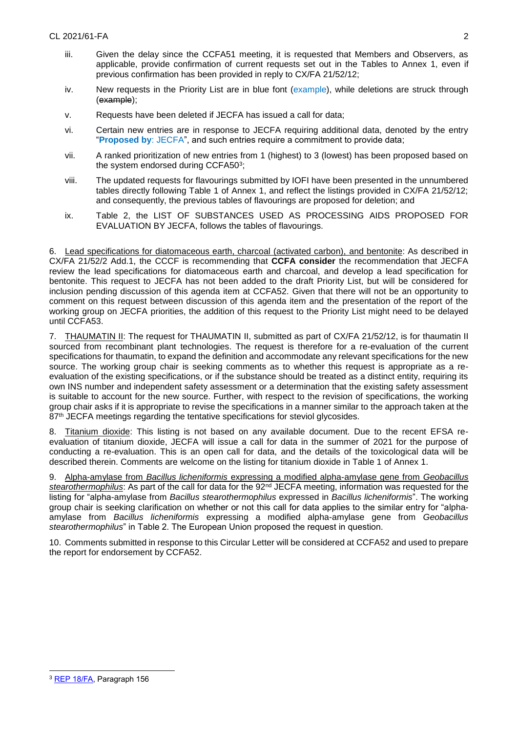iii. Given the delay since the CCFA51 meeting, it is requested that Members and Observers, as applicable, provide confirmation of current requests set out in the Tables to Annex 1, even if previous confirmation has been provided in reply to CX/FA 21/52/12;

iv. New requests in the Priority List are in blue font (example), while deletions are struck through (~~example~~);

v. Requests have been deleted if JECFA has issued a call for data;

vi. Certain new entries are in response to JECFA requiring additional data, denoted by the entry "**Proposed by**: JECFA", and such entries require a commitment to provide data;

vii. A ranked prioritization of new entries from 1 (highest) to 3 (lowest) has been proposed based on the system endorsed during CCFA50[3];

viii. The updated requests for flavourings submitted by IOFI have been presented in the unnumbered tables directly following Table 1 of Annex 1, and reflect the listings provided in CX/FA 21/52/12; and consequently, the previous tables of flavourings are proposed for deletion; and

ix. Table 2, the LIST OF SUBSTANCES USED AS PROCESSING AIDS PROPOSED FOR EVALUATION BY JECFA, follows the tables of flavourings.

6. Lead specifications for diatomaceous earth, charcoal (activated carbon), and bentonite: As described in CX/FA 21/52/2 Add.1, the CCCF is recommending that **CCFA consider** the recommendation that JECFA review the lead specifications for diatomaceous earth and charcoal, and develop a lead specification for bentonite. This request to JECFA has not been added to the draft Priority List, but will be considered for inclusion pending discussion of this agenda item at CCFA52. Given that there will not be an opportunity to comment on this request between discussion of this agenda item and the presentation of the report of the working group on JECFA priorities, the addition of this request to the Priority List might need to be delayed until CCFA53.

7. THAUMATIN II: The request for THAUMATIN II, submitted as part of CX/FA 21/52/12, is for thaumatin II sourced from recombinant plant technologies. The request is therefore for a re-evaluation of the current specifications for thaumatin, to expand the definition and accommodate any relevant specifications for the new source. The working group chair is seeking comments as to whether this request is appropriate as a re-evaluation of the existing specifications, or if the substance should be treated as a distinct entity, requiring its own INS number and independent safety assessment or a determination that the existing safety assessment is suitable to account for the new source. Further, with respect to the revision of specifications, the working group chair asks if it is appropriate to revise the specifications in a manner similar to the approach taken at the 87th JECFA meetings regarding the tentative specifications for steviol glycosides.

8. Titanium dioxide: This listing is not based on any available document. Due to the recent EFSA re-evaluation of titanium dioxide, JECFA will issue a call for data in the summer of 2021 for the purpose of conducting a re-evaluation. This is an open call for data, and the details of the toxicological data will be described therein. Comments are welcome on the listing for titanium dioxide in Table 1 of Annex 1.

9. Alpha-amylase from *Bacillus licheniformis* expressing a modified alpha-amylase gene from *Geobacillus stearothermophilus*: As part of the call for data for the 92nd JECFA meeting, information was requested for the listing for "alpha-amylase from *Bacillus stearothermophilus* expressed in *Bacillus licheniformis*". The working group chair is seeking clarification on whether or not this call for data applies to the similar entry for "alpha-amylase from *Bacillus licheniformis* expressing a modified alpha-amylase gene from *Geobacillus stearothermophilus*" in Table 2. The European Union proposed the request in question.

10. Comments submitted in response to this Circular Letter will be considered at CCFA52 and used to prepare the report for endorsement by CCFA52.

[3] REP 18/FA, Paragraph 156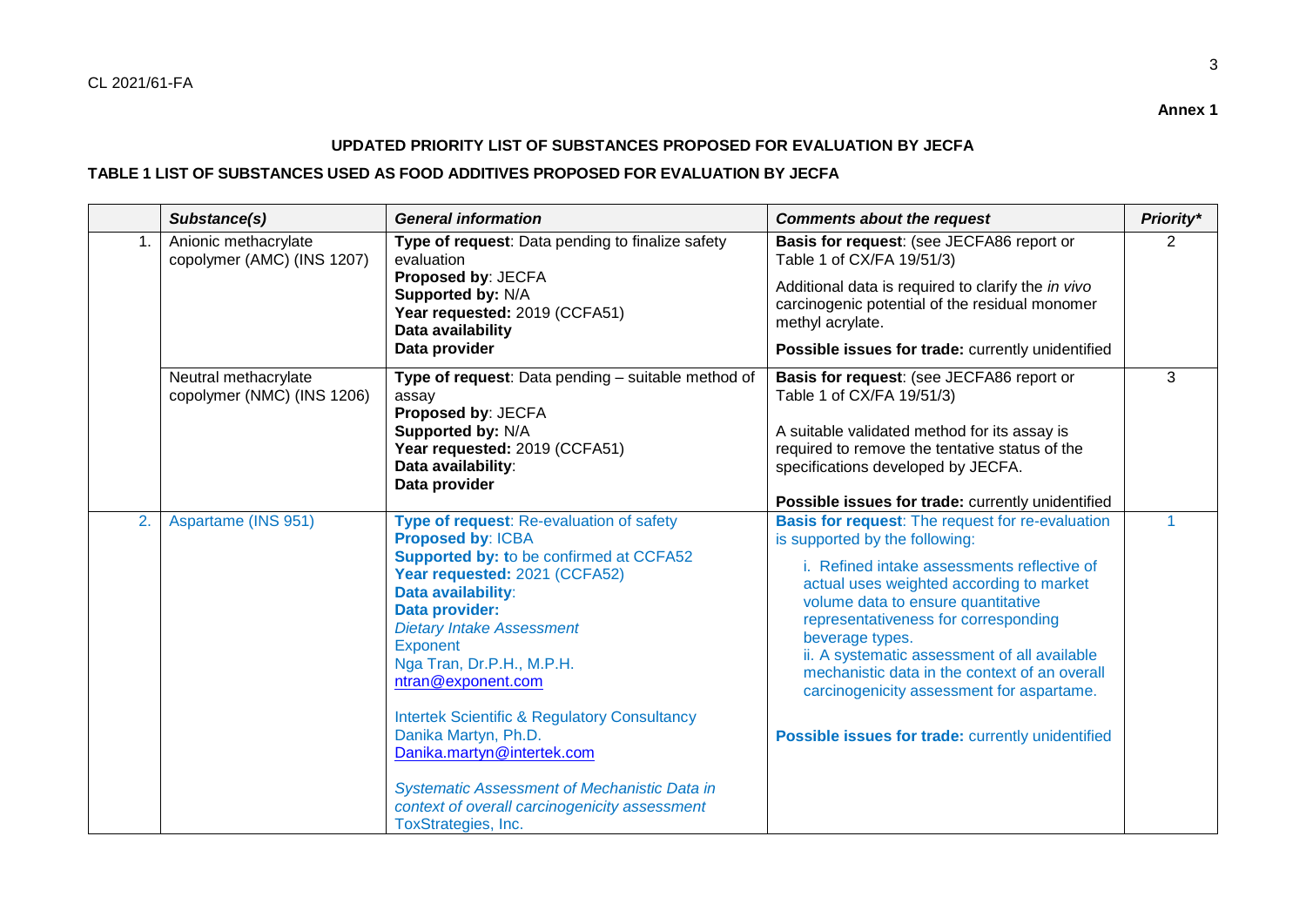**Annex 1**

## UPDATED PRIORITY LIST OF SUBSTANCES PROPOSED FOR EVALUATION BY JECFA

### TABLE 1 LIST OF SUBSTANCES USED AS FOOD ADDITIVES PROPOSED FOR EVALUATION BY JECFA

| | *Substance(s)* | *General information* | *Comments about the request* | *Priority** |
|---|---|---|---|---|
| 1. | Anionic methacrylate copolymer (AMC) (INS 1207) | **Type of request**: Data pending to finalize safety evaluation<br>**Proposed by**: JECFA<br>**Supported by:** N/A<br>**Year requested:** 2019 (CCFA51)<br>**Data availability**<br>**Data provider** | **Basis for request**: (see JECFA86 report or Table 1 of CX/FA 19/51/3)<br>Additional data is required to clarify the *in vivo* carcinogenic potential of the residual monomer methyl acrylate.<br>**Possible issues for trade:** currently unidentified | 2 |
| | Neutral methacrylate copolymer (NMC) (INS 1206) | **Type of request**: Data pending – suitable method of assay<br>**Proposed by**: JECFA<br>**Supported by:** N/A<br>**Year requested:** 2019 (CCFA51)<br>**Data availability**:<br>**Data provider** | **Basis for request**: (see JECFA86 report or Table 1 of CX/FA 19/51/3)<br>A suitable validated method for its assay is required to remove the tentative status of the specifications developed by JECFA.<br>**Possible issues for trade:** currently unidentified | 3 |
| 2. | Aspartame (INS 951) | **Type of request**: Re-evaluation of safety<br>**Proposed by**: ICBA<br>**Supported by: t**o be confirmed at CCFA52<br>**Year requested:** 2021 (CCFA52)<br>**Data availability**:<br>**Data provider:**<br>*Dietary Intake Assessment*<br>Exponent<br>Nga Tran, Dr.P.H., M.P.H.<br>ntran@exponent.com<br><br>Intertek Scientific & Regulatory Consultancy<br>Danika Martyn, Ph.D.<br>Danika.martyn@intertek.com<br><br>*Systematic Assessment of Mechanistic Data in context of overall carcinogenicity assessment*<br>ToxStrategies, Inc. | **Basis for request**: The request for re-evaluation is supported by the following:<br>i. Refined intake assessments reflective of actual uses weighted according to market volume data to ensure quantitative representativeness for corresponding beverage types.<br>ii. A systematic assessment of all available mechanistic data in the context of an overall carcinogenicity assessment for aspartame.<br><br>**Possible issues for trade:** currently unidentified | 1 |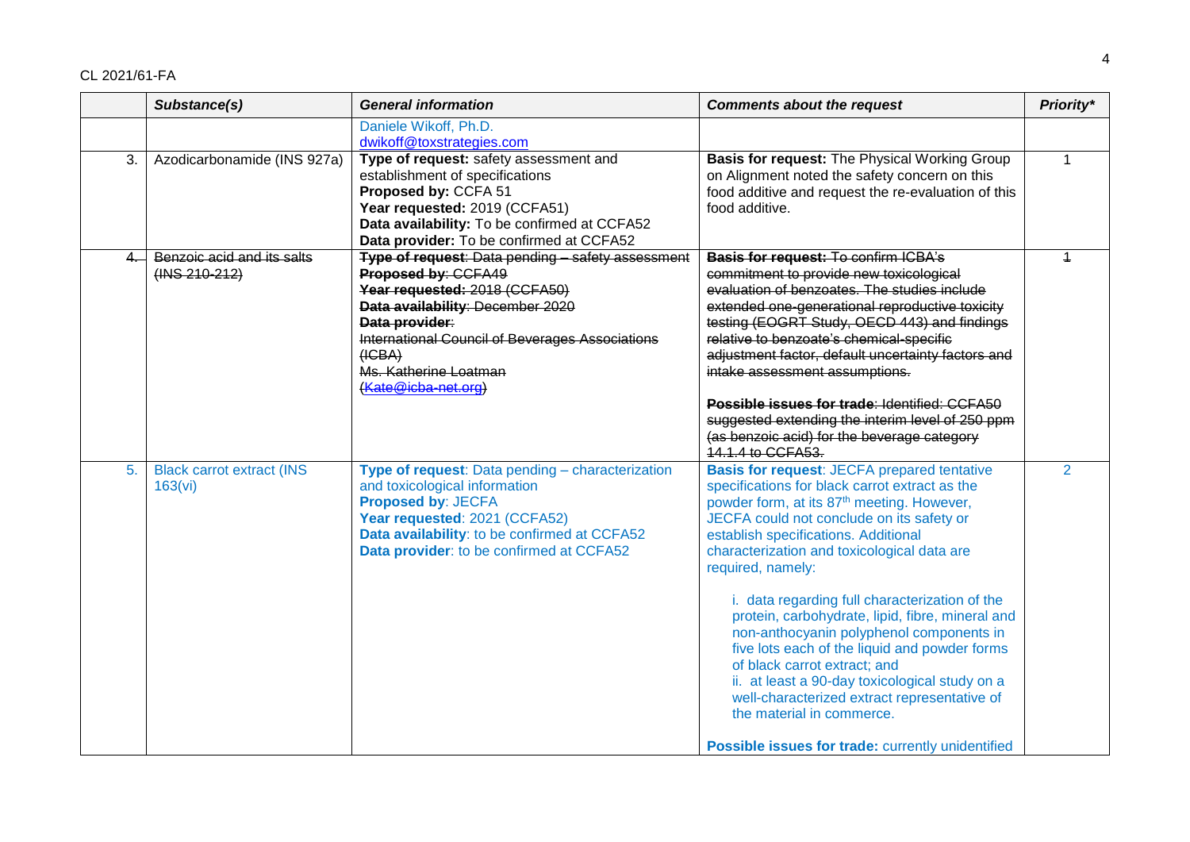| | Substance(s) | General information | Comments about the request | Priority* |
|---|---|---|---|---|
| | | Daniele Wikoff, Ph.D.<br>dwikoff@toxstrategies.com | | |
| 3. | Azodicarbonamide (INS 927a) | **Type of request:** safety assessment and establishment of specifications<br>**Proposed by:** CCFA 51<br>**Year requested:** 2019 (CCFA51)<br>**Data availability:** To be confirmed at CCFA52<br>**Data provider:** To be confirmed at CCFA52 | **Basis for request:** The Physical Working Group on Alignment noted the safety concern on this food additive and request the re-evaluation of this food additive. | 1 |
| ~~4.~~ | ~~Benzoic acid and its salts (INS 210-212)~~ | ~~**Type of request**: Data pending – safety assessment~~<br>~~**Proposed by**: CCFA49~~<br>~~**Year requested:** 2018 (CCFA50)~~<br>~~**Data availability**: December 2020~~<br>~~**Data provider**:~~<br>~~International Council of Beverages Associations (ICBA)~~<br>~~Ms. Katherine Loatman~~<br>~~(Kate@icba-net.org)~~ | ~~**Basis for request:** To confirm ICBA's commitment to provide new toxicological evaluation of benzoates. The studies include extended one-generational reproductive toxicity testing (EOGRT Study, OECD 443) and findings relative to benzoate's chemical-specific adjustment factor, default uncertainty factors and intake assessment assumptions.~~<br><br>~~**Possible issues for trade**: Identified: CCFA50 suggested extending the interim level of 250 ppm (as benzoic acid) for the beverage category 14.1.4 to CCFA53.~~ | ~~1~~ |
| 5. | Black carrot extract (INS 163(vi) | **Type of request**: Data pending – characterization and toxicological information<br>**Proposed by**: JECFA<br>**Year requested**: 2021 (CCFA52)<br>**Data availability**: to be confirmed at CCFA52<br>**Data provider**: to be confirmed at CCFA52 | **Basis for request**: JECFA prepared tentative specifications for black carrot extract as the powder form, at its 87th meeting. However, JECFA could not conclude on its safety or establish specifications. Additional characterization and toxicological data are required, namely:<br><br>i. data regarding full characterization of the protein, carbohydrate, lipid, fibre, mineral and non-anthocyanin polyphenol components in five lots each of the liquid and powder forms of black carrot extract; and<br>ii. at least a 90-day toxicological study on a well-characterized extract representative of the material in commerce.<br><br>**Possible issues for trade:** currently unidentified | 2 |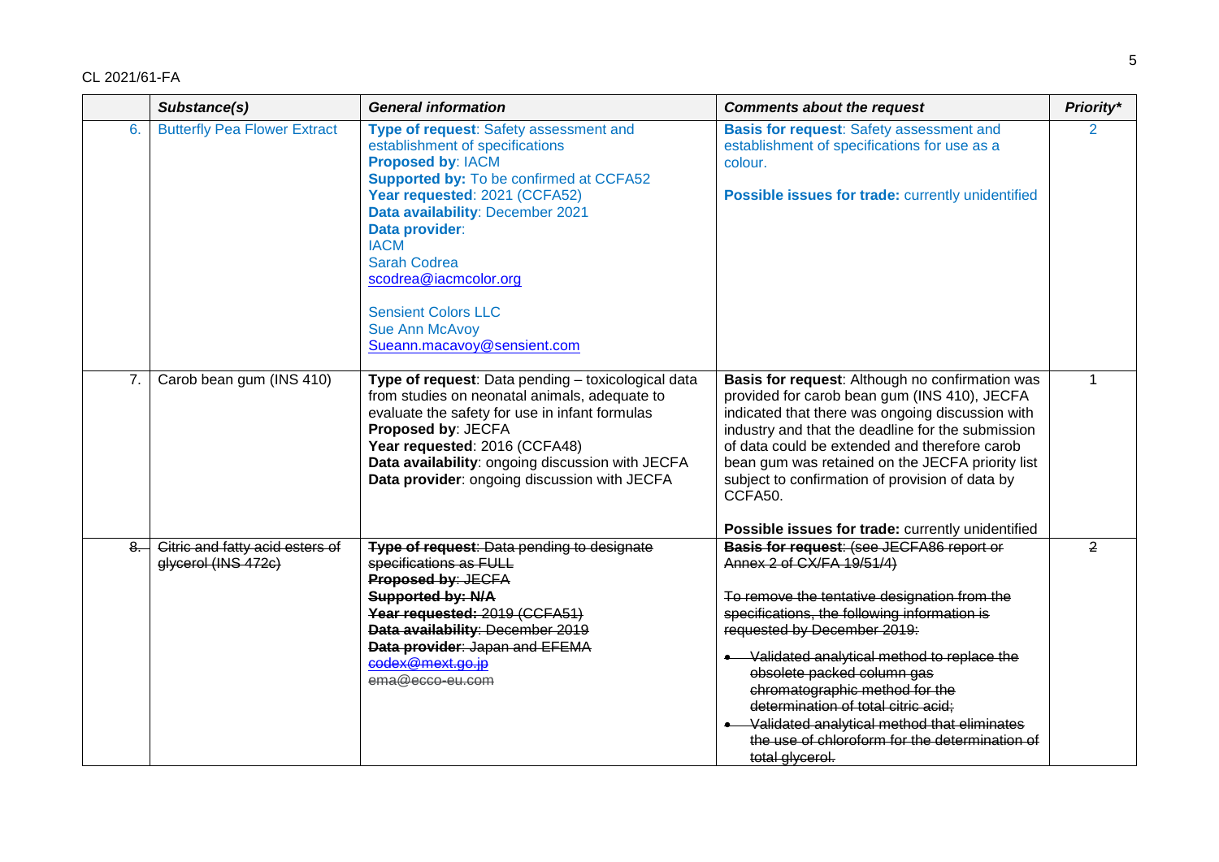|  | Substance(s) | General information | Comments about the request | Priority* |
|---|---|---|---|---|
| 6. | Butterfly Pea Flower Extract | **Type of request**: Safety assessment and establishment of specifications<br>**Proposed by**: IACM<br>**Supported by:** To be confirmed at CCFA52<br>**Year requested**: 2021 (CCFA52)<br>**Data availability**: December 2021<br>**Data provider**:<br>IACM<br>Sarah Codrea<br>scodrea@iacmcolor.org<br><br>Sensient Colors LLC<br>Sue Ann McAvoy<br>Sueann.macavoy@sensient.com | **Basis for request**: Safety assessment and establishment of specifications for use as a colour.<br><br>**Possible issues for trade:** currently unidentified | 2 |
| 7. | Carob bean gum (INS 410) | **Type of request**: Data pending – toxicological data from studies on neonatal animals, adequate to evaluate the safety for use in infant formulas<br>**Proposed by**: JECFA<br>**Year requested**: 2016 (CCFA48)<br>**Data availability**: ongoing discussion with JECFA<br>**Data provider**: ongoing discussion with JECFA | **Basis for request**: Although no confirmation was provided for carob bean gum (INS 410), JECFA indicated that there was ongoing discussion with industry and that the deadline for the submission of data could be extended and therefore carob bean gum was retained on the JECFA priority list subject to confirmation of provision of data by CCFA50.<br><br>**Possible issues for trade:** currently unidentified | 1 |
| ~~8.~~ | ~~Citric and fatty acid esters of glycerol (INS 472c)~~ | ~~**Type of request**: Data pending to designate specifications as FULL~~<br>~~**Proposed by**: JECFA~~<br>~~**Supported by: N/A**~~<br>~~**Year requested:** 2019 (CCFA51)~~<br>~~**Data availability**: December 2019~~<br>~~**Data provider**: Japan and EFEMA~~<br>~~codex@mext.go.jp~~<br>~~ema@ecco-eu.com~~ | ~~**Basis for request**: (see JECFA86 report or Annex 2 of CX/FA 19/51/4)~~<br><br>~~To remove the tentative designation from the specifications, the following information is requested by December 2019:~~<br>• ~~Validated analytical method to replace the obsolete packed column gas chromatographic method for the determination of total citric acid;~~<br>• ~~Validated analytical method that eliminates the use of chloroform for the determination of total glycerol.~~ | ~~2~~ |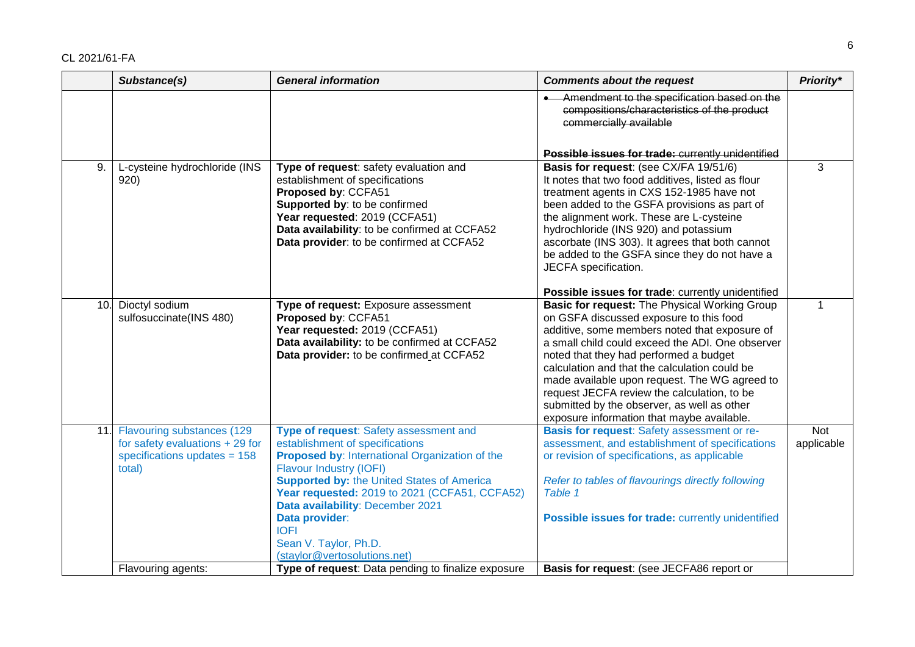| | Substance(s) | General information | Comments about the request | Priority* |
|---|---|---|---|---|
| | | | ~~Amendment to the specification based on the compositions/characteristics of the product commercially available~~<br><br>~~**Possible issues for trade:** currently unidentified~~ | |
| 9. | L-cysteine hydrochloride (INS 920) | **Type of request**: safety evaluation and establishment of specifications<br>**Proposed by**: CCFA51<br>**Supported by**: to be confirmed<br>**Year requested**: 2019 (CCFA51)<br>**Data availability**: to be confirmed at CCFA52<br>**Data provider**: to be confirmed at CCFA52 | **Basis for request**: (see CX/FA 19/51/6)<br>It notes that two food additives, listed as flour treatment agents in CXS 152-1985 have not been added to the GSFA provisions as part of the alignment work. These are L-cysteine hydrochloride (INS 920) and potassium ascorbate (INS 303). It agrees that both cannot be added to the GSFA since they do not have a JECFA specification.<br><br>**Possible issues for trade**: currently unidentified | 3 |
| 10. | Dioctyl sodium sulfosuccinate(INS 480) | **Type of request:** Exposure assessment<br>**Proposed by**: CCFA51<br>**Year requested:** 2019 (CCFA51)<br>**Data availability:** to be confirmed at CCFA52<br>**Data provider:** to be confirmed at CCFA52 | **Basic for request:** The Physical Working Group on GSFA discussed exposure to this food additive, some members noted that exposure of a small child could exceed the ADI. One observer noted that they had performed a budget calculation and that the calculation could be made available upon request. The WG agreed to request JECFA review the calculation, to be submitted by the observer, as well as other exposure information that maybe available. | 1 |
| 11. | Flavouring substances (129 for safety evaluations + 29 for specifications updates = 158 total) | **Type of request**: Safety assessment and establishment of specifications<br>**Proposed by**: International Organization of the Flavour Industry (IOFI)<br>**Supported by:** the United States of America<br>**Year requested:** 2019 to 2021 (CCFA51, CCFA52)<br>**Data availability**: December 2021<br>**Data provider**:<br>IOFI<br>Sean V. Taylor, Ph.D.<br>(staylor@vertosolutions.net) | **Basis for request**: Safety assessment or re-assessment, and establishment of specifications or revision of specifications, as applicable<br><br>*Refer to tables of flavourings directly following Table 1*<br><br>**Possible issues for trade:** currently unidentified | Not applicable |
| | Flavouring agents: | **Type of request**: Data pending to finalize exposure | **Basis for request**: (see JECFA86 report or | |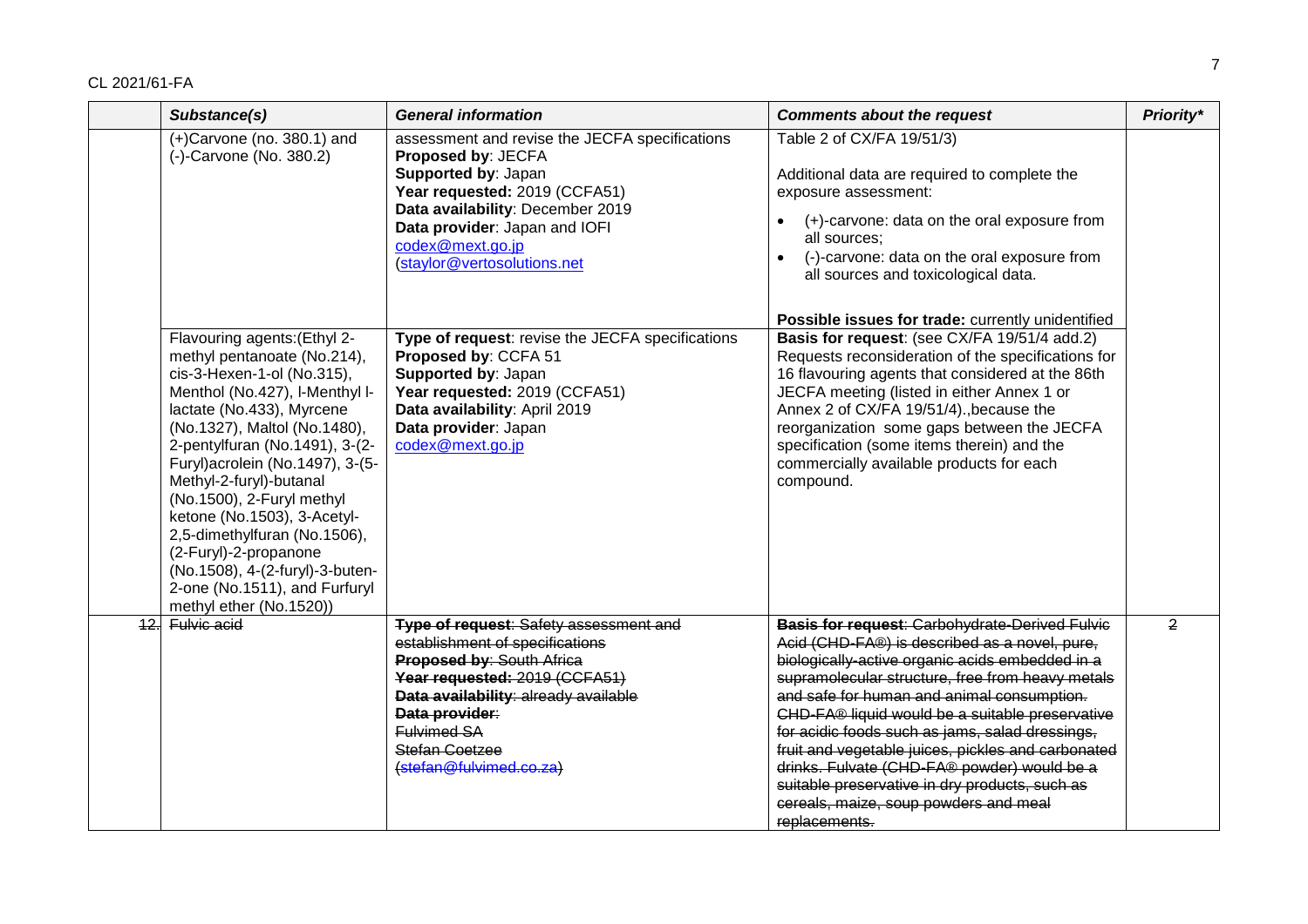|  | *Substance(s)* | *General information* | *Comments about the request* | *Priority\** |
|---|---|---|---|---|
|  | (+)Carvone (no. 380.1) and (-)-Carvone (No. 380.2) | assessment and revise the JECFA specifications<br>**Proposed by**: JECFA<br>**Supported by**: Japan<br>**Year requested: 2019 (CCFA51)**<br>**Data availability**: December 2019<br>**Data provider**: Japan and IOFI<br>codex@mext.go.jp<br>(staylor@vertosolutions.net | Table 2 of CX/FA 19/51/3)<br><br>Additional data are required to complete the exposure assessment:<br>• (+)-carvone: data on the oral exposure from all sources;<br>• (-)-carvone: data on the oral exposure from all sources and toxicological data.<br><br>**Possible issues for trade:** currently unidentified |  |
|  | Flavouring agents:(Ethyl 2-methyl pentanoate (No.214), cis-3-Hexen-1-ol (No.315), Menthol (No.427), l-Menthyl l-lactate (No.433), Myrcene (No.1327), Maltol (No.1480), 2-pentylfuran (No.1491), 3-(2-Furyl)acrolein (No.1497), 3-(5-Methyl-2-furyl)-butanal (No.1500), 2-Furyl methyl ketone (No.1503), 3-Acetyl-2,5-dimethylfuran (No.1506), (2-Furyl)-2-propanone (No.1508), 4-(2-furyl)-3-buten-2-one (No.1511), and Furfuryl methyl ether (No.1520)) | **Type of request**: revise the JECFA specifications<br>**Proposed by**: CCFA 51<br>**Supported by**: Japan<br>**Year requested: 2019 (CCFA51)**<br>**Data availability**: April 2019<br>**Data provider**: Japan<br>codex@mext.go.jp | **Basis for request**: (see CX/FA 19/51/4 add.2)<br>Requests reconsideration of the specifications for 16 flavouring agents that considered at the 86th JECFA meeting (listed in either Annex 1 or Annex 2 of CX/FA 19/51/4).,because the reorganization some gaps between the JECFA specification (some items therein) and the commercially available products for each compound. |  |
| ~~12.~~ | ~~Fulvic acid~~ | ~~**Type of request**: Safety assessment and establishment of specifications~~<br>~~**Proposed by**: South Africa~~<br>~~**Year requested: 2019 (CCFA51)**~~<br>~~**Data availability**: already available~~<br>~~**Data provider**:~~<br>~~Fulvimed SA~~<br>~~Stefan Coetzee~~<br>~~(stefan@fulvimed.co.za)~~ | ~~**Basis for request**: Carbohydrate-Derived Fulvic Acid (CHD-FA®) is described as a novel, pure, biologically-active organic acids embedded in a supramolecular structure, free from heavy metals and safe for human and animal consumption. CHD-FA® liquid would be a suitable preservative for acidic foods such as jams, salad dressings, fruit and vegetable juices, pickles and carbonated drinks. Fulvate (CHD-FA® powder) would be a suitable preservative in dry products, such as cereals, maize, soup powders and meal replacements.~~ | ~~2~~ |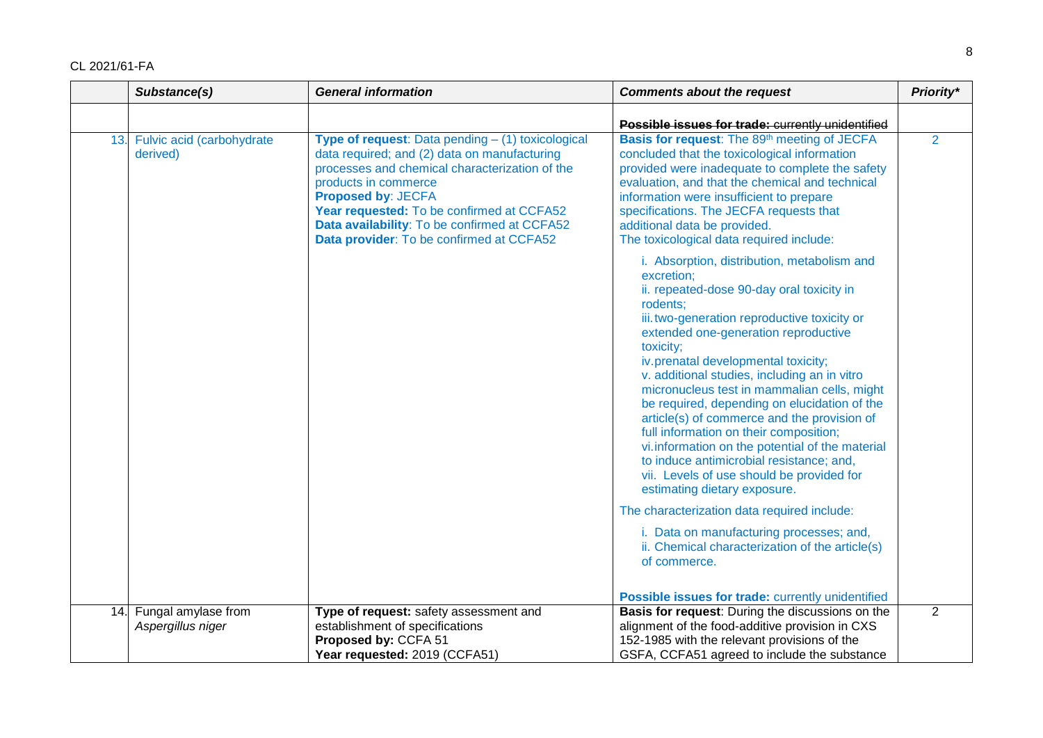| | Substance(s) | General information | Comments about the request | Priority* |
|---|---|---|---|---|
| | | | ~~**Possible issues for trade:** currently unidentified~~ | |
| 13. | Fulvic acid (carbohydrate derived) | **Type of request**: Data pending – (1) toxicological data required; and (2) data on manufacturing processes and chemical characterization of the products in commerce<br>**Proposed by**: JECFA<br>**Year requested:** To be confirmed at CCFA52<br>**Data availability**: To be confirmed at CCFA52<br>**Data provider**: To be confirmed at CCFA52 | **Basis for request**: The 89th meeting of JECFA concluded that the toxicological information provided were inadequate to complete the safety evaluation, and that the chemical and technical information were insufficient to prepare specifications. The JECFA requests that additional data be provided.<br>The toxicological data required include:<br>i. Absorption, distribution, metabolism and excretion;<br>ii. repeated-dose 90-day oral toxicity in rodents;<br>iii. two-generation reproductive toxicity or extended one-generation reproductive toxicity;<br>iv. prenatal developmental toxicity;<br>v. additional studies, including an in vitro micronucleus test in mammalian cells, might be required, depending on elucidation of the article(s) of commerce and the provision of full information on their composition;<br>vi. information on the potential of the material to induce antimicrobial resistance; and,<br>vii. Levels of use should be provided for estimating dietary exposure.<br>The characterization data required include:<br>i. Data on manufacturing processes; and,<br>ii. Chemical characterization of the article(s) of commerce.<br>**Possible issues for trade:** currently unidentified | 2 |
| 14. | Fungal amylase from *Aspergillus niger* | **Type of request:** safety assessment and establishment of specifications<br>**Proposed by:** CCFA 51<br>**Year requested:** 2019 (CCFA51) | **Basis for request**: During the discussions on the alignment of the food-additive provision in CXS 152-1985 with the relevant provisions of the GSFA, CCFA51 agreed to include the substance | 2 |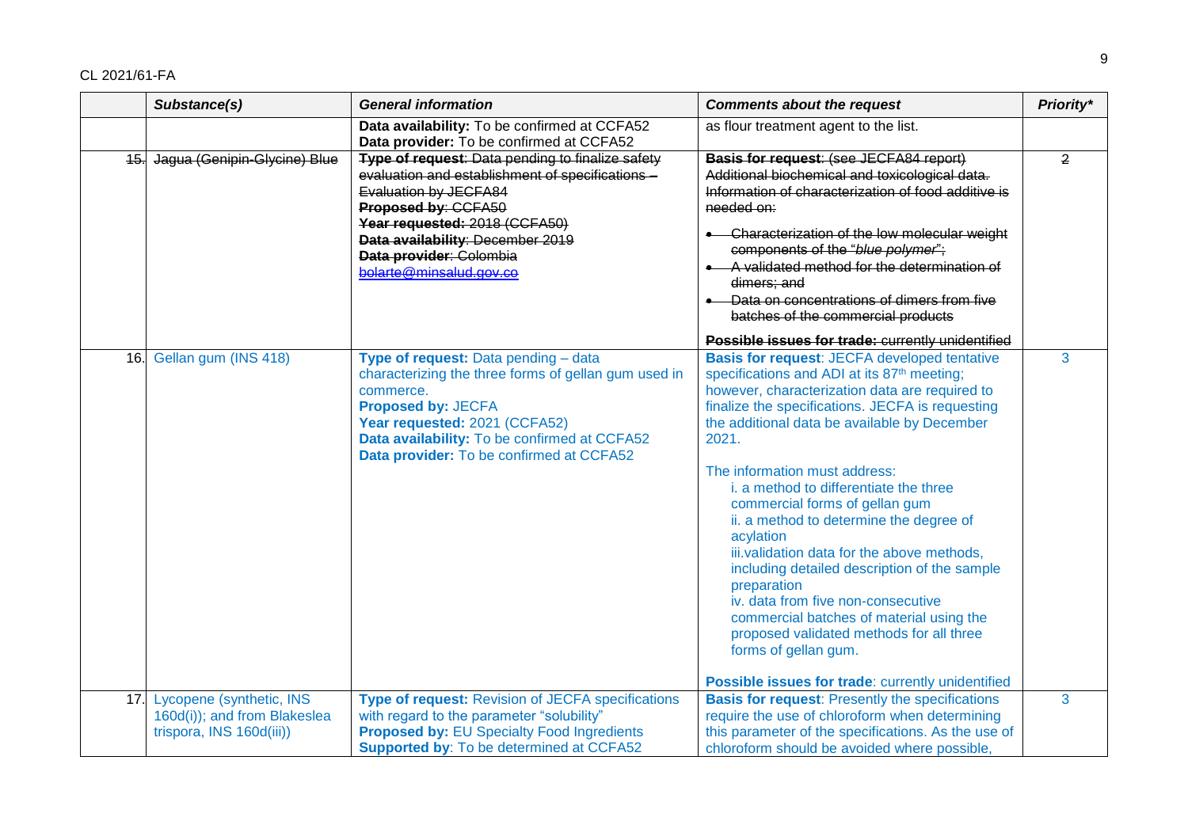| | Substance(s) | General information | Comments about the request | Priority* |
|---|---|---|---|---|
| | | **Data availability:** To be confirmed at CCFA52<br>**Data provider:** To be confirmed at CCFA52 | as flour treatment agent to the list. | |
| ~~15.~~ | ~~Jagua (Genipin-Glycine) Blue~~ | ~~**Type of request**: Data pending to finalize safety evaluation and establishment of specifications – Evaluation by JECFA84~~<br>~~**Proposed by**: CCFA50~~<br>~~**Year requested**: 2018 (CCFA50)~~<br>~~**Data availability**: December 2019~~<br>~~**Data provider**: Colombia~~<br>~~bolarte@minsalud.gov.co~~ | ~~**Basis for request**: (see JECFA84 report) Additional biochemical and toxicological data. Information of characterization of food additive is needed on:~~<br>• ~~Characterization of the low molecular weight components of the "*blue polymer*";~~<br>• ~~A validated method for the determination of dimers; and~~<br>• ~~Data on concentrations of dimers from five batches of the commercial products~~<br>~~**Possible issues for trade**: currently unidentified~~ | ~~2~~ |
| 16. | Gellan gum (INS 418) | **Type of request:** Data pending – data characterizing the three forms of gellan gum used in commerce.<br>**Proposed by:** JECFA<br>**Year requested:** 2021 (CCFA52)<br>**Data availability:** To be confirmed at CCFA52<br>**Data provider:** To be confirmed at CCFA52 | **Basis for request**: JECFA developed tentative specifications and ADI at its 87th meeting; however, characterization data are required to finalize the specifications. JECFA is requesting the additional data be available by December 2021.<br>The information must address:<br>i. a method to differentiate the three commercial forms of gellan gum<br>ii. a method to determine the degree of acylation<br>iii. validation data for the above methods, including detailed description of the sample preparation<br>iv. data from five non-consecutive commercial batches of material using the proposed validated methods for all three forms of gellan gum.<br>**Possible issues for trade**: currently unidentified | 3 |
| 17. | Lycopene (synthetic, INS 160d(i)); and from Blakeslea trispora, INS 160d(iii)) | **Type of request:** Revision of JECFA specifications with regard to the parameter "solubility"<br>**Proposed by:** EU Specialty Food Ingredients<br>**Supported by**: To be determined at CCFA52 | **Basis for request**: Presently the specifications require the use of chloroform when determining this parameter of the specifications. As the use of chloroform should be avoided where possible, | 3 |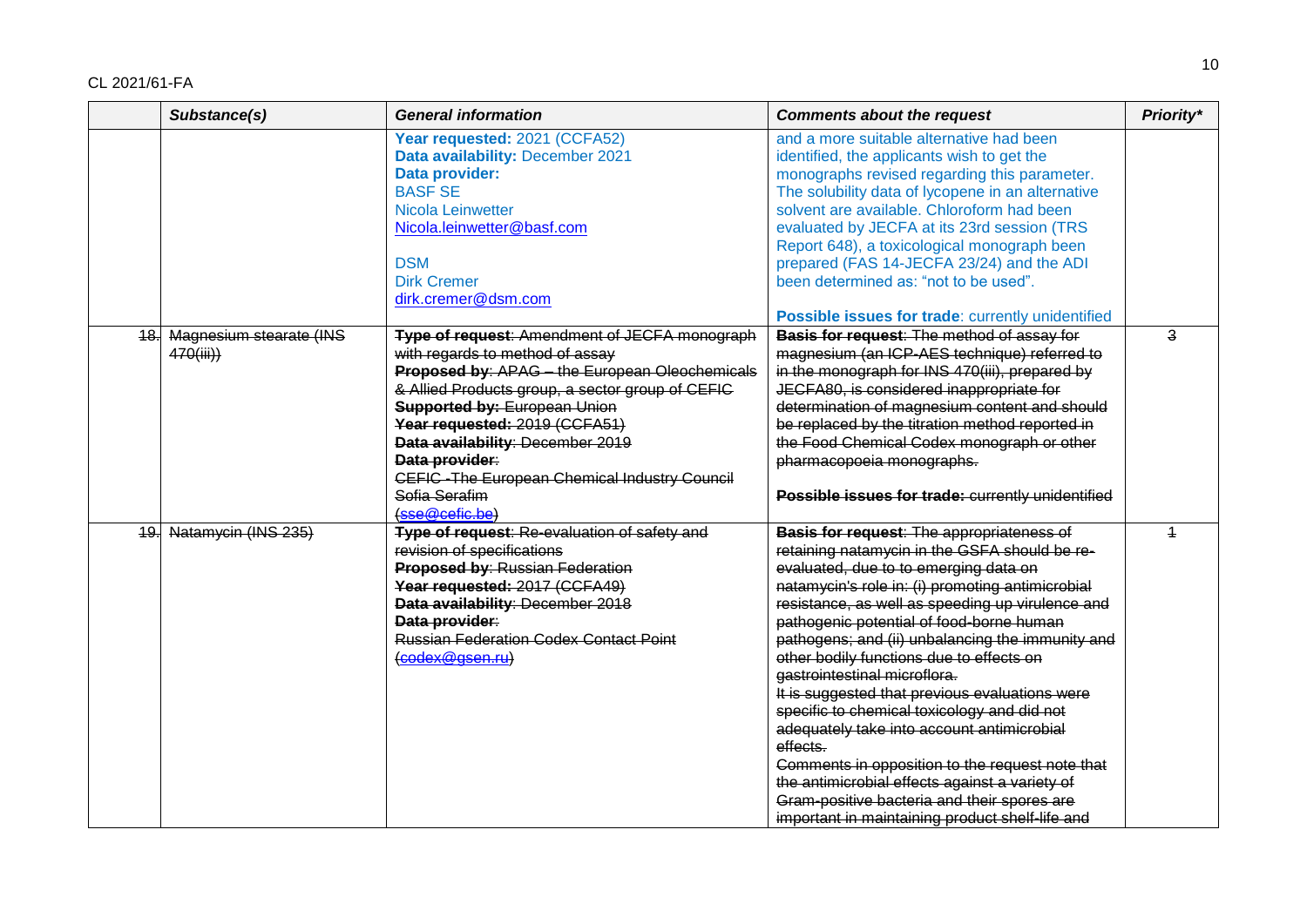| | Substance(s) | General information | Comments about the request | Priority* |
|---|---|---|---|---|
| | | **Year requested:** 2021 (CCFA52)<br>**Data availability:** December 2021<br>**Data provider:**<br>BASF SE<br>Nicola Leinwetter<br>Nicola.leinwetter@basf.com<br><br>DSM<br>Dirk Cremer<br>dirk.cremer@dsm.com | and a more suitable alternative had been identified, the applicants wish to get the monographs revised regarding this parameter. The solubility data of lycopene in an alternative solvent are available. Chloroform had been evaluated by JECFA at its 23rd session (TRS Report 648), a toxicological monograph been prepared (FAS 14-JECFA 23/24) and the ADI been determined as: "not to be used".<br><br>**Possible issues for trade**: currently unidentified | |
| ~~18.~~ | ~~Magnesium stearate (INS 470(iii))~~ | ~~**Type of request**: Amendment of JECFA monograph with regards to method of assay~~<br>~~**Proposed by**: APAG – the European Oleochemicals & Allied Products group, a sector group of CEFIC~~<br>~~**Supported by:** European Union~~<br>~~**Year requested:** 2019 (CCFA51)~~<br>~~**Data availability**: December 2019~~<br>~~**Data provider**:~~<br>~~CEFIC -The European Chemical Industry Council~~<br>~~Sofia Serafim~~<br>~~(sse@cefic.be)~~ | ~~**Basis for request**: The method of assay for magnesium (an ICP-AES technique) referred to in the monograph for INS 470(iii), prepared by JECFA80, is considered inappropriate for determination of magnesium content and should be replaced by the titration method reported in the Food Chemical Codex monograph or other pharmacopoeia monographs.~~<br><br>~~**Possible issues for trade:** currently unidentified~~ | ~~3~~ |
| ~~19.~~ | ~~Natamycin (INS 235)~~ | ~~**Type of request**: Re-evaluation of safety and revision of specifications~~<br>~~**Proposed by**: Russian Federation~~<br>~~**Year requested:** 2017 (CCFA49)~~<br>~~**Data availability**: December 2018~~<br>~~**Data provider**:~~<br>~~Russian Federation Codex Contact Point~~<br>~~(codex@gsen.ru)~~ | ~~**Basis for request**: The appropriateness of retaining natamycin in the GSFA should be re-evaluated, due to to emerging data on natamycin's role in: (i) promoting antimicrobial resistance, as well as speeding up virulence and pathogenic potential of food-borne human pathogens; and (ii) unbalancing the immunity and other bodily functions due to effects on gastrointestinal microflora.~~<br>~~It is suggested that previous evaluations were specific to chemical toxicology and did not adequately take into account antimicrobial effects.~~<br>~~Comments in opposition to the request note that the antimicrobial effects against a variety of Gram-positive bacteria and their spores are important in maintaining product shelf-life and~~ | ~~1~~ |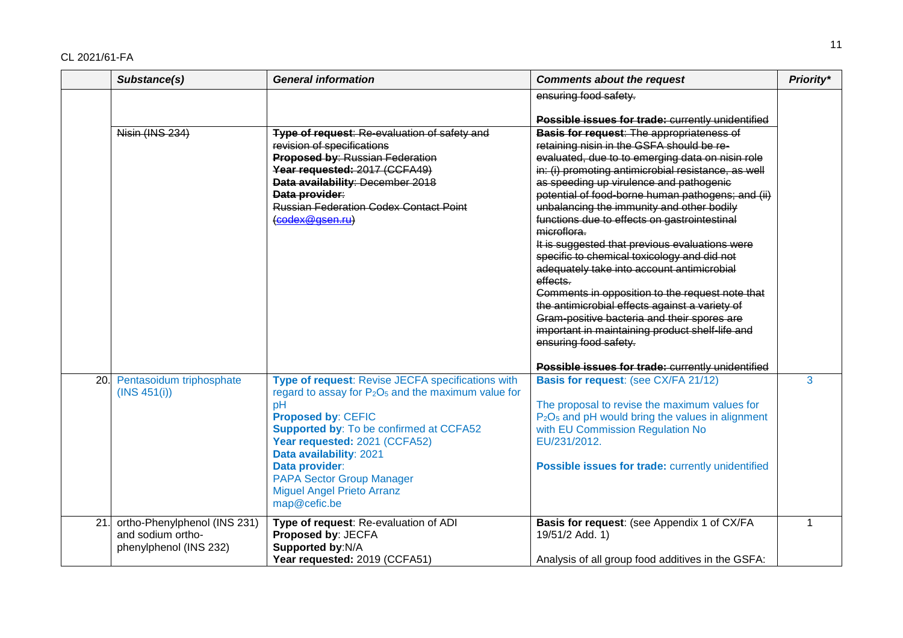| | Substance(s) | General information | Comments about the request | Priority* |
|---|---|---|---|---|
| | | | ~~ensuring food safety.~~<br><br>~~**Possible issues for trade:** currently unidentified~~ | |
| | ~~Nisin (INS 234)~~ | ~~**Type of request**: Re-evaluation of safety and revision of specifications~~<br>~~**Proposed by**: Russian Federation~~<br>~~**Year requested:** 2017 (CCFA49)~~<br>~~**Data availability**: December 2018~~<br>~~**Data provider**:~~<br>~~Russian Federation Codex Contact Point (codex@gsen.ru)~~ | ~~**Basis for request**: The appropriateness of retaining nisin in the GSFA should be re-evaluated, due to to emerging data on nisin role in: (i) promoting antimicrobial resistance, as well as speeding up virulence and pathogenic potential of food-borne human pathogens; and (ii) unbalancing the immunity and other bodily functions due to effects on gastrointestinal microflora.~~<br>~~It is suggested that previous evaluations were specific to chemical toxicology and did not adequately take into account antimicrobial effects.~~<br>~~Comments in opposition to the request note that the antimicrobial effects against a variety of Gram-positive bacteria and their spores are important in maintaining product shelf-life and ensuring food safety.~~<br><br>~~**Possible issues for trade:** currently unidentified~~ | |
| 20. | Pentasoidum triphosphate (INS 451(i)) | **Type of request**: Revise JECFA specifications with regard to assay for $P_2O_5$ and the maximum value for pH<br>**Proposed by**: CEFIC<br>**Supported by**: To be confirmed at CCFA52<br>**Year requested:** 2021 (CCFA52)<br>**Data availability**: 2021<br>**Data provider**:<br>PAPA Sector Group Manager<br>Miguel Angel Prieto Arranz<br>map@cefic.be | **Basis for request**: (see CX/FA 21/12)<br><br>The proposal to revise the maximum values for $P_2O_5$ and pH would bring the values in alignment with EU Commission Regulation No EU/231/2012.<br><br>**Possible issues for trade:** currently unidentified | 3 |
| 21. | ortho-Phenylphenol (INS 231) and sodium ortho-phenylphenol (INS 232) | **Type of request**: Re-evaluation of ADI<br>**Proposed by**: JECFA<br>**Supported by**:N/A<br>**Year requested:** 2019 (CCFA51) | **Basis for request**: (see Appendix 1 of CX/FA 19/51/2 Add. 1)<br><br>Analysis of all group food additives in the GSFA: | 1 |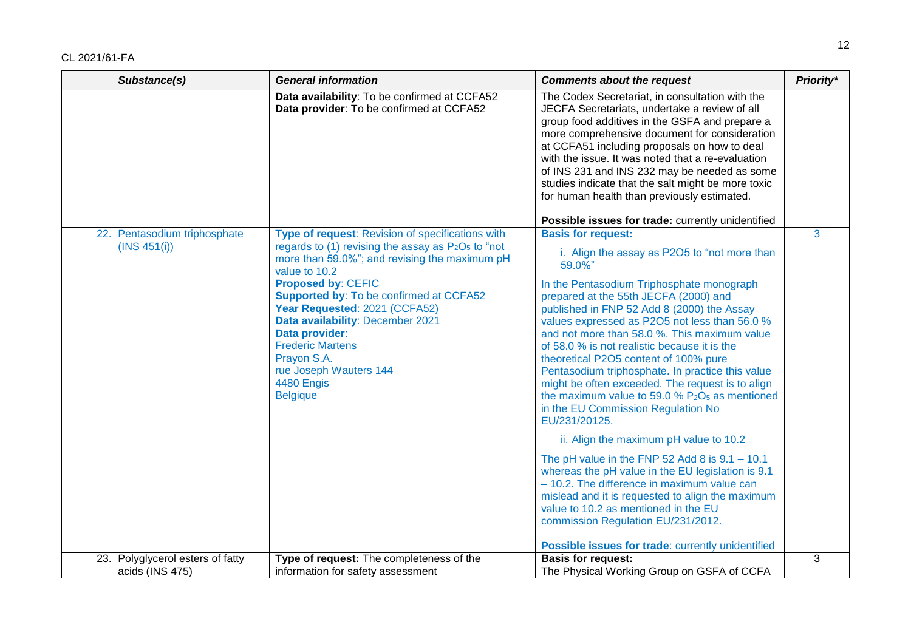| | Substance(s) | General information | Comments about the request | Priority* |
|---|---|---|---|---|
| | | **Data availability**: To be confirmed at CCFA52<br>**Data provider**: To be confirmed at CCFA52 | The Codex Secretariat, in consultation with the JECFA Secretariats, undertake a review of all group food additives in the GSFA and prepare a more comprehensive document for consideration at CCFA51 including proposals on how to deal with the issue. It was noted that a re-evaluation of INS 231 and INS 232 may be needed as some studies indicate that the salt might be more toxic for human health than previously estimated.<br><br>**Possible issues for trade:** currently unidentified | |
| 22. | Pentasodium triphosphate (INS 451(i)) | **Type of request**: Revision of specifications with regards to (1) revising the assay as $P_2O_5$ to "not more than 59.0%"; and revising the maximum pH value to 10.2<br>**Proposed by**: CEFIC<br>**Supported by**: To be confirmed at CCFA52<br>**Year Requested**: 2021 (CCFA52)<br>**Data availability**: December 2021<br>**Data provider**:<br>Frederic Martens<br>Prayon S.A.<br>rue Joseph Wauters 144<br>4480 Engis<br>Belgique | **Basis for request:**<br>i. Align the assay as P2O5 to "not more than 59.0%"<br><br>In the Pentasodium Triphosphate monograph prepared at the 55th JECFA (2000) and published in FNP 52 Add 8 (2000) the Assay values expressed as P2O5 not less than 56.0 % and not more than 58.0 %. This maximum value of 58.0 % is not realistic because it is the theoretical P2O5 content of 100% pure Pentasodium triphosphate. In practice this value might be often exceeded. The request is to align the maximum value to 59.0 % $P_2O_5$ as mentioned in the EU Commission Regulation No EU/231/20125.<br><br>ii. Align the maximum pH value to 10.2<br><br>The pH value in the FNP 52 Add 8 is 9.1 – 10.1 whereas the pH value in the EU legislation is 9.1 – 10.2. The difference in maximum value can mislead and it is requested to align the maximum value to 10.2 as mentioned in the EU commission Regulation EU/231/2012.<br><br>**Possible issues for trade**: currently unidentified | 3 |
| 23. | Polyglycerol esters of fatty acids (INS 475) | **Type of request:** The completeness of the information for safety assessment | **Basis for request:**<br>The Physical Working Group on GSFA of CCFA | 3 |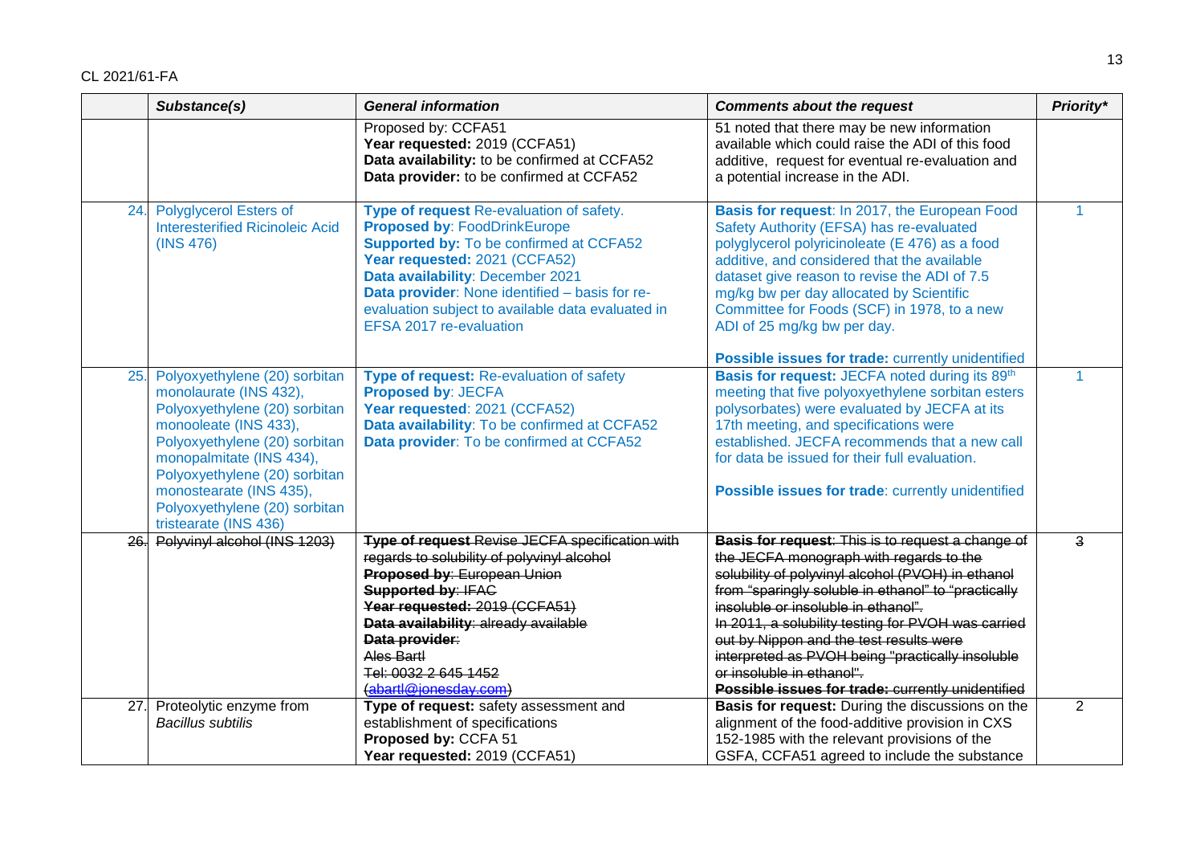|  | Substance(s) | General information | Comments about the request | Priority* |
|---|---|---|---|---|
|  |  | Proposed by: CCFA51<br>**Year requested:** 2019 (CCFA51)<br>**Data availability:** to be confirmed at CCFA52<br>**Data provider:** to be confirmed at CCFA52 | 51 noted that there may be new information available which could raise the ADI of this food additive, request for eventual re-evaluation and a potential increase in the ADI. |  |
| 24. | Polyglycerol Esters of Interesterified Ricinoleic Acid (INS 476) | **Type of request** Re-evaluation of safety.<br>**Proposed by**: FoodDrinkEurope<br>**Supported by:** To be confirmed at CCFA52<br>**Year requested:** 2021 (CCFA52)<br>**Data availability**: December 2021<br>**Data provider**: None identified – basis for re-evaluation subject to available data evaluated in EFSA 2017 re-evaluation | **Basis for request**: In 2017, the European Food Safety Authority (EFSA) has re-evaluated polyglycerol polyricinoleate (E 476) as a food additive, and considered that the available dataset give reason to revise the ADI of 7.5 mg/kg bw per day allocated by Scientific Committee for Foods (SCF) in 1978, to a new ADI of 25 mg/kg bw per day.<br><br>**Possible issues for trade:** currently unidentified | 1 |
| 25. | Polyoxyethylene (20) sorbitan monolaurate (INS 432), Polyoxyethylene (20) sorbitan monooleate (INS 433), Polyoxyethylene (20) sorbitan monopalmitate (INS 434), Polyoxyethylene (20) sorbitan monostearate (INS 435), Polyoxyethylene (20) sorbitan tristearate (INS 436) | **Type of request:** Re-evaluation of safety<br>**Proposed by**: JECFA<br>**Year requested**: 2021 (CCFA52)<br>**Data availability**: To be confirmed at CCFA52<br>**Data provider**: To be confirmed at CCFA52 | **Basis for request:** JECFA noted during its 89th meeting that five polyoxyethylene sorbitan esters polysorbates) were evaluated by JECFA at its 17th meeting, and specifications were established. JECFA recommends that a new call for data be issued for their full evaluation.<br><br>**Possible issues for trade**: currently unidentified | 1 |
| ~~26.~~ | ~~Polyvinyl alcohol (INS 1203)~~ | ~~**Type of request** Revise JECFA specification with regards to solubility of polyvinyl alcohol~~<br>~~**Proposed by**: European Union~~<br>~~**Supported by**: IFAC~~<br>~~**Year requested:** 2019 (CCFA51)~~<br>~~**Data availability**: already available~~<br>~~**Data provider**:~~<br>~~Ales Bartl~~<br>~~Tel: 0032 2 645 1452~~<br>~~(abartl@jonesday.com)~~ | ~~**Basis for request**: This is to request a change of the JECFA monograph with regards to the solubility of polyvinyl alcohol (PVOH) in ethanol from "sparingly soluble in ethanol" to "practically insoluble or insoluble in ethanol".~~<br>~~In 2011, a solubility testing for PVOH was carried out by Nippon and the test results were interpreted as PVOH being "practically insoluble or insoluble in ethanol".~~<br>~~**Possible issues for trade:** currently unidentified~~ | ~~3~~ |
| 27. | Proteolytic enzyme from *Bacillus subtilis* | **Type of request:** safety assessment and establishment of specifications<br>**Proposed by:** CCFA 51<br>**Year requested:** 2019 (CCFA51) | **Basis for request:** During the discussions on the alignment of the food-additive provision in CXS 152-1985 with the relevant provisions of the GSFA, CCFA51 agreed to include the substance | 2 |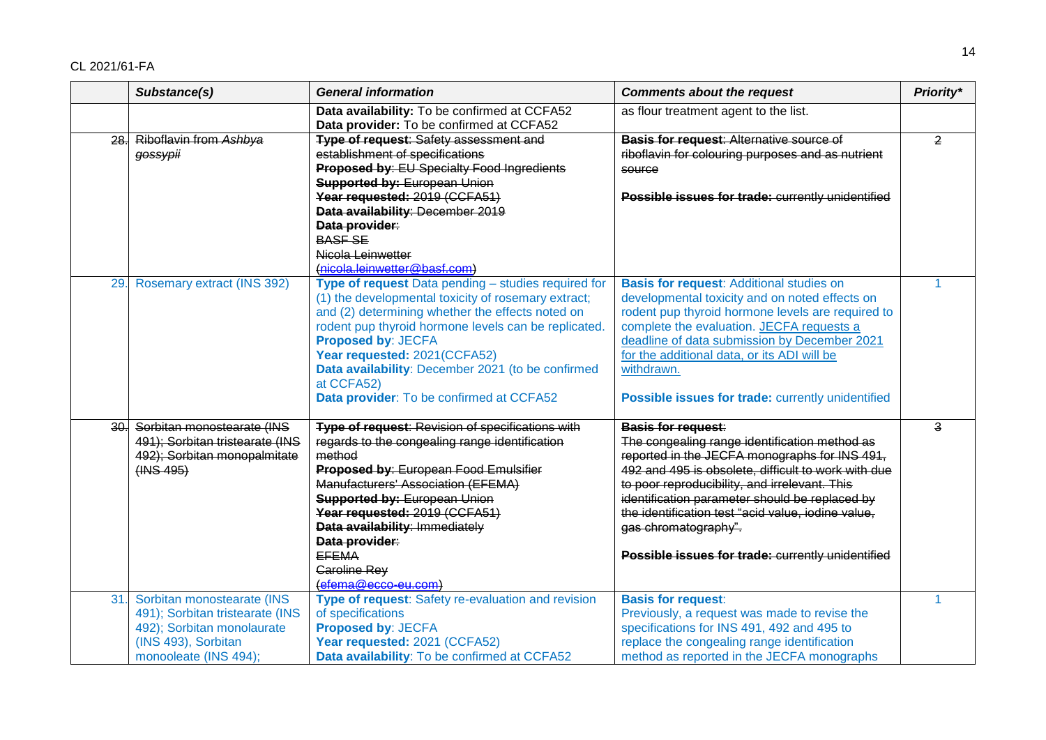| | Substance(s) | General information | Comments about the request | Priority* |
|---|---|---|---|---|
| | | **Data availability:** To be confirmed at CCFA52<br>**Data provider:** To be confirmed at CCFA52 | as flour treatment agent to the list. | |
| ~~28.~~ | ~~Riboflavin from *Ashbya gossypii*~~ | ~~**Type of request**: Safety assessment and establishment of specifications~~<br>~~**Proposed by**: EU Specialty Food Ingredients~~<br>~~**Supported by:** European Union~~<br>~~**Year requested:** 2019 (CCFA51)~~<br>~~**Data availability**: December 2019~~<br>~~**Data provider**:~~<br>~~BASF SE~~<br>~~Nicola Leinwetter~~<br>~~(nicola.leinwetter@basf.com)~~ | ~~**Basis for request**: Alternative source of riboflavin for colouring purposes and as nutrient source~~<br><br>~~**Possible issues for trade:** currently unidentified~~ | ~~2~~ |
| 29. | Rosemary extract (INS 392) | **Type of request** Data pending – studies required for (1) the developmental toxicity of rosemary extract; and (2) determining whether the effects noted on rodent pup thyroid hormone levels can be replicated.<br>**Proposed by**: JECFA<br>**Year requested:** 2021(CCFA52)<br>**Data availability**: December 2021 (to be confirmed at CCFA52)<br>**Data provider**: To be confirmed at CCFA52 | **Basis for request**: Additional studies on developmental toxicity and on noted effects on rodent pup thyroid hormone levels are required to complete the evaluation. JECFA requests a deadline of data submission by December 2021 for the additional data, or its ADI will be withdrawn.<br><br>**Possible issues for trade:** currently unidentified | 1 |
| ~~30.~~ | ~~Sorbitan monostearate (INS 491); Sorbitan tristearate (INS 492); Sorbitan monopalmitate (INS 495)~~ | ~~**Type of request**: Revision of specifications with regards to the congealing range identification method~~<br>~~**Proposed by**: European Food Emulsifier Manufacturers' Association (EFEMA)~~<br>~~**Supported by:** European Union~~<br>~~**Year requested:** 2019 (CCFA51)~~<br>~~**Data availability**: Immediately~~<br>~~**Data provider**:~~<br>~~EFEMA~~<br>~~Caroline Rey~~<br>~~(efema@ecco-eu.com)~~ | ~~**Basis for request**:~~<br>~~The congealing range identification method as reported in the JECFA monographs for INS 491, 492 and 495 is obsolete, difficult to work with due to poor reproducibility, and irrelevant. This identification parameter should be replaced by the identification test "acid value, iodine value, gas chromatography".~~<br><br>~~**Possible issues for trade:** currently unidentified~~ | ~~3~~ |
| 31. | Sorbitan monostearate (INS 491); Sorbitan tristearate (INS 492); Sorbitan monolaurate (INS 493), Sorbitan monooleate (INS 494); | **Type of request**: Safety re-evaluation and revision of specifications<br>**Proposed by**: JECFA<br>**Year requested:** 2021 (CCFA52)<br>**Data availability**: To be confirmed at CCFA52 | **Basis for request**:<br>Previously, a request was made to revise the specifications for INS 491, 492 and 495 to replace the congealing range identification method as reported in the JECFA monographs | 1 |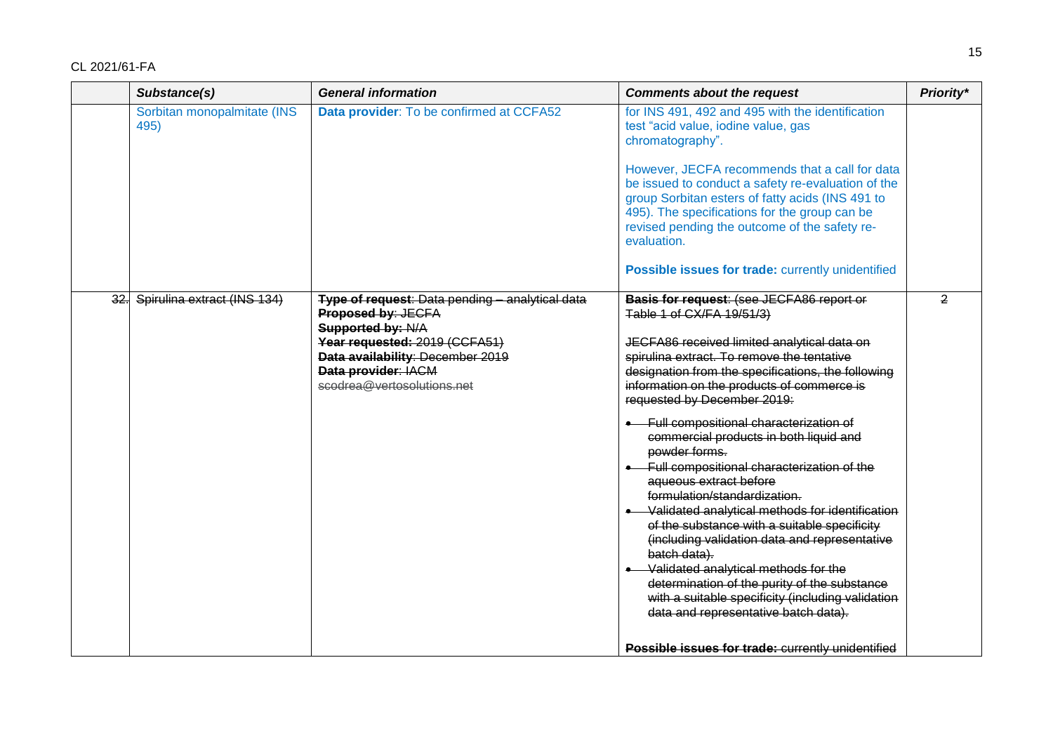| | *Substance(s)* | *General information* | *Comments about the request* | *Priority\** |
|---|---|---|---|---|
| | Sorbitan monopalmitate (INS 495) | **Data provider**: To be confirmed at CCFA52 | for INS 491, 492 and 495 with the identification test "acid value, iodine value, gas chromatography".<br><br>However, JECFA recommends that a call for data be issued to conduct a safety re-evaluation of the group Sorbitan esters of fatty acids (INS 491 to 495). The specifications for the group can be revised pending the outcome of the safety re-evaluation.<br><br>**Possible issues for trade:** currently unidentified | |
| ~~32.~~ | ~~Spirulina extract (INS 134)~~ | ~~**Type of request**: Data pending – analytical data~~<br>~~**Proposed by**: JECFA~~<br>~~**Supported by:** N/A~~<br>~~**Year requested:** 2019 (CCFA51)~~<br>~~**Data availability**: December 2019~~<br>~~**Data provider**: IACM~~<br>~~scodrea@vertosolutions.net~~ | ~~**Basis for request**: (see JECFA86 report or Table 1 of CX/FA 19/51/3)~~<br><br>~~JECFA86 received limited analytical data on spirulina extract. To remove the tentative designation from the specifications, the following information on the products of commerce is requested by December 2019:~~<br><br>• ~~Full compositional characterization of commercial products in both liquid and powder forms.~~<br>• ~~Full compositional characterization of the aqueous extract before formulation/standardization.~~<br>• ~~Validated analytical methods for identification of the substance with a suitable specificity (including validation data and representative batch data).~~<br>• ~~Validated analytical methods for the determination of the purity of the substance with a suitable specificity (including validation data and representative batch data).~~<br><br>~~**Possible issues for trade:** currently unidentified~~ | ~~2~~ |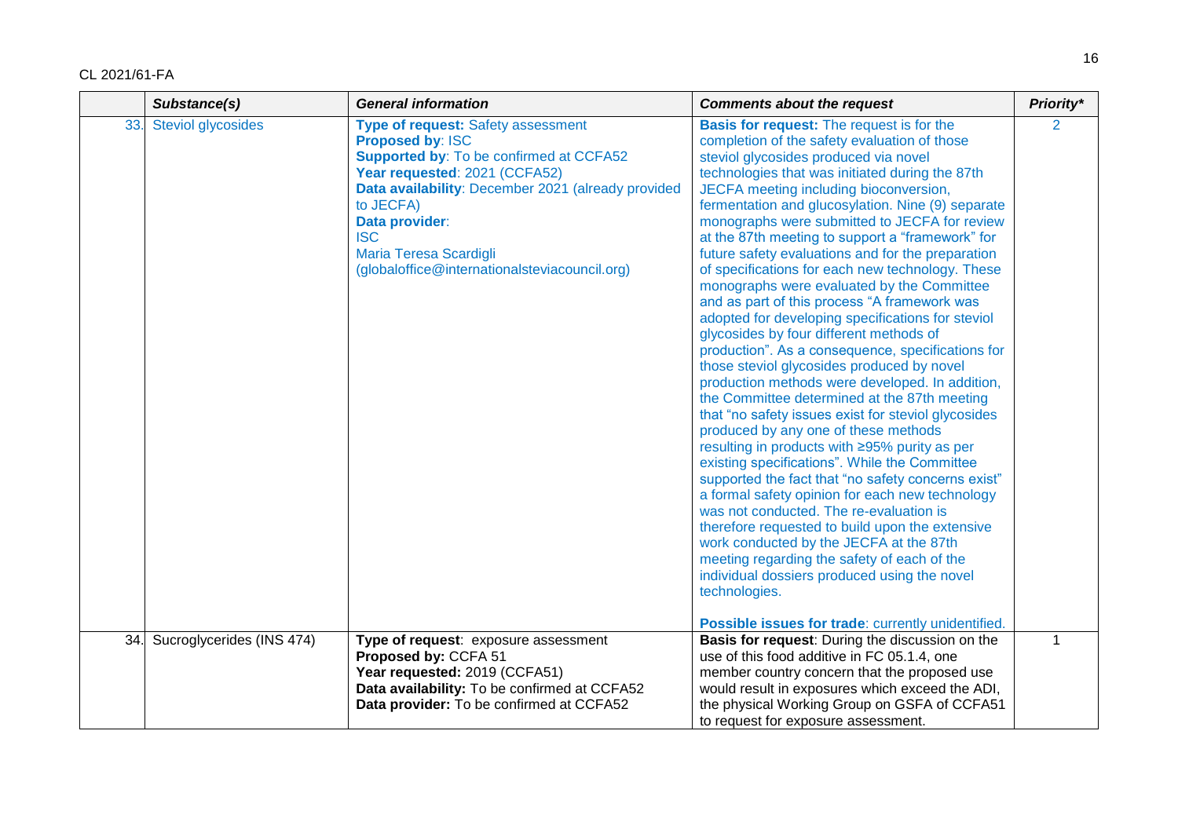| | Substance(s) | General information | Comments about the request | Priority* |
|---|---|---|---|---|
| 33. | Steviol glycosides | **Type of request:** Safety assessment<br>**Proposed by**: ISC<br>**Supported by**: To be confirmed at CCFA52<br>**Year requested**: 2021 (CCFA52)<br>**Data availability**: December 2021 (already provided to JECFA)<br>**Data provider**:<br>ISC<br>Maria Teresa Scardigli<br>(globaloffice@internationalsteviacouncil.org) | **Basis for request:** The request is for the completion of the safety evaluation of those steviol glycosides produced via novel technologies that was initiated during the 87th JECFA meeting including bioconversion, fermentation and glucosylation. Nine (9) separate monographs were submitted to JECFA for review at the 87th meeting to support a "framework" for future safety evaluations and for the preparation of specifications for each new technology. These monographs were evaluated by the Committee and as part of this process "A framework was adopted for developing specifications for steviol glycosides by four different methods of production". As a consequence, specifications for those steviol glycosides produced by novel production methods were developed. In addition, the Committee determined at the 87th meeting that "no safety issues exist for steviol glycosides produced by any one of these methods resulting in products with ≥95% purity as per existing specifications". While the Committee supported the fact that "no safety concerns exist" a formal safety opinion for each new technology was not conducted. The re-evaluation is therefore requested to build upon the extensive work conducted by the JECFA at the 87th meeting regarding the safety of each of the individual dossiers produced using the novel technologies.<br><br>**Possible issues for trade**: currently unidentified. | 2 |
| 34. | Sucroglycerides (INS 474) | **Type of request**: exposure assessment<br>**Proposed by:** CCFA 51<br>**Year requested:** 2019 (CCFA51)<br>**Data availability:** To be confirmed at CCFA52<br>**Data provider:** To be confirmed at CCFA52 | **Basis for request**: During the discussion on the use of this food additive in FC 05.1.4, one member country concern that the proposed use would result in exposures which exceed the ADI, the physical Working Group on GSFA of CCFA51 to request for exposure assessment. | 1 |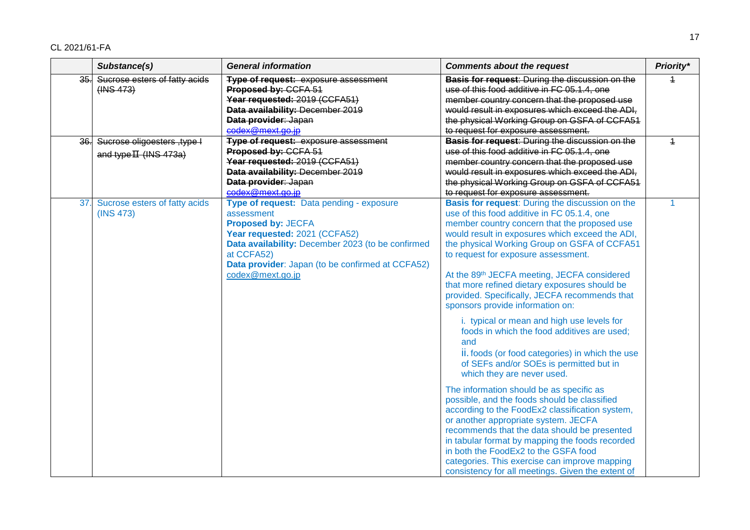| | Substance(s) | General information | Comments about the request | Priority* |
|---|---|---|---|---|
| ~~35.~~ | ~~Sucrose esters of fatty acids (INS 473)~~ | ~~**Type of request:** exposure assessment~~<br>~~**Proposed by:** CCFA 51~~<br>~~**Year requested:** 2019 (CCFA51)~~<br>~~**Data availability:** December 2019~~<br>~~**Data provider**: Japan~~<br>~~codex@mext.go.jp~~ | ~~**Basis for request**: During the discussion on the use of this food additive in FC 05.1.4, one member country concern that the proposed use would result in exposures which exceed the ADI, the physical Working Group on GSFA of CCFA51 to request for exposure assessment.~~ | ~~1~~ |
| ~~36.~~ | ~~Sucrose oligoesters ,type I and typeⅡ (INS 473a)~~ | ~~**Type of request:** exposure assessment~~<br>~~**Proposed by:** CCFA 51~~<br>~~**Year requested:** 2019 (CCFA51)~~<br>~~**Data availability:** December 2019~~<br>~~**Data provider**: Japan~~<br>~~codex@mext.go.jp~~ | ~~**Basis for request**: During the discussion on the use of this food additive in FC 05.1.4, one member country concern that the proposed use would result in exposures which exceed the ADI, the physical Working Group on GSFA of CCFA51 to request for exposure assessment.~~ | ~~1~~ |
| 37. | Sucrose esters of fatty acids (INS 473) | **Type of request:** Data pending - exposure assessment<br>**Proposed by:** JECFA<br>**Year requested:** 2021 (CCFA52)<br>**Data availability:** December 2023 (to be confirmed at CCFA52)<br>**Data provider**: Japan (to be confirmed at CCFA52)<br>codex@mext.go.jp | **Basis for request**: During the discussion on the use of this food additive in FC 05.1.4, one member country concern that the proposed use would result in exposures which exceed the ADI, the physical Working Group on GSFA of CCFA51 to request for exposure assessment.<br><br>At the 89th JECFA meeting, JECFA considered that more refined dietary exposures should be provided. Specifically, JECFA recommends that sponsors provide information on:<br><br>i. typical or mean and high use levels for foods in which the food additives are used; and<br>ii. foods (or food categories) in which the use of SEFs and/or SOEs is permitted but in which they are never used.<br><br>The information should be as specific as possible, and the foods should be classified according to the FoodEx2 classification system, or another appropriate system. JECFA recommends that the data should be presented in tabular format by mapping the foods recorded in both the FoodEx2 to the GSFA food categories. This exercise can improve mapping consistency for all meetings. Given the extent of | 1 |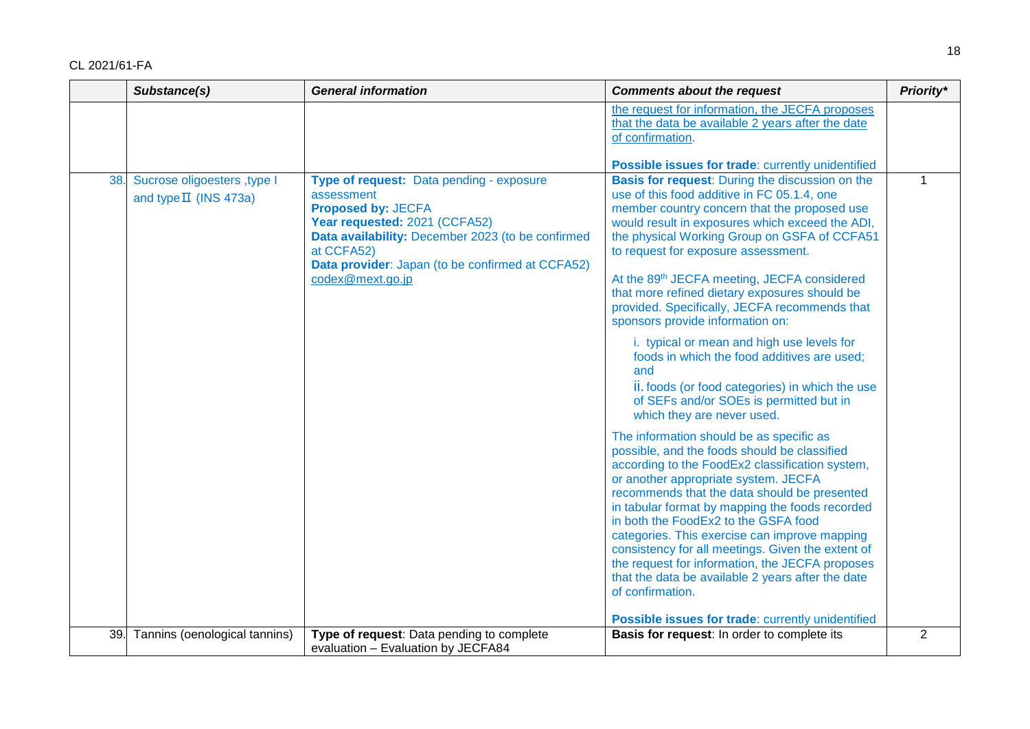| | Substance(s) | General information | Comments about the request | Priority* |
|---|---|---|---|---|
| | | | the request for information, the JECFA proposes that the data be available 2 years after the date of confirmation.<br><br>**Possible issues for trade**: currently unidentified | |
| 38. | Sucrose oligoesters ,type I and typeⅡ (INS 473a) | **Type of request:** Data pending - exposure assessment<br>**Proposed by:** JECFA<br>**Year requested:** 2021 (CCFA52)<br>**Data availability:** December 2023 (to be confirmed at CCFA52)<br>**Data provider**: Japan (to be confirmed at CCFA52) codex@mext.go.jp | **Basis for request**: During the discussion on the use of this food additive in FC 05.1.4, one member country concern that the proposed use would result in exposures which exceed the ADI, the physical Working Group on GSFA of CCFA51 to request for exposure assessment.<br><br>At the 89th JECFA meeting, JECFA considered that more refined dietary exposures should be provided. Specifically, JECFA recommends that sponsors provide information on:<br><br>i. typical or mean and high use levels for foods in which the food additives are used; and<br>ii. foods (or food categories) in which the use of SEFs and/or SOEs is permitted but in which they are never used.<br><br>The information should be as specific as possible, and the foods should be classified according to the FoodEx2 classification system, or another appropriate system. JECFA recommends that the data should be presented in tabular format by mapping the foods recorded in both the FoodEx2 to the GSFA food categories. This exercise can improve mapping consistency for all meetings. Given the extent of the request for information, the JECFA proposes that the data be available 2 years after the date of confirmation.<br><br>**Possible issues for trade**: currently unidentified | 1 |
| 39. | Tannins (oenological tannins) | **Type of request**: Data pending to complete evaluation – Evaluation by JECFA84 | **Basis for request**: In order to complete its | 2 |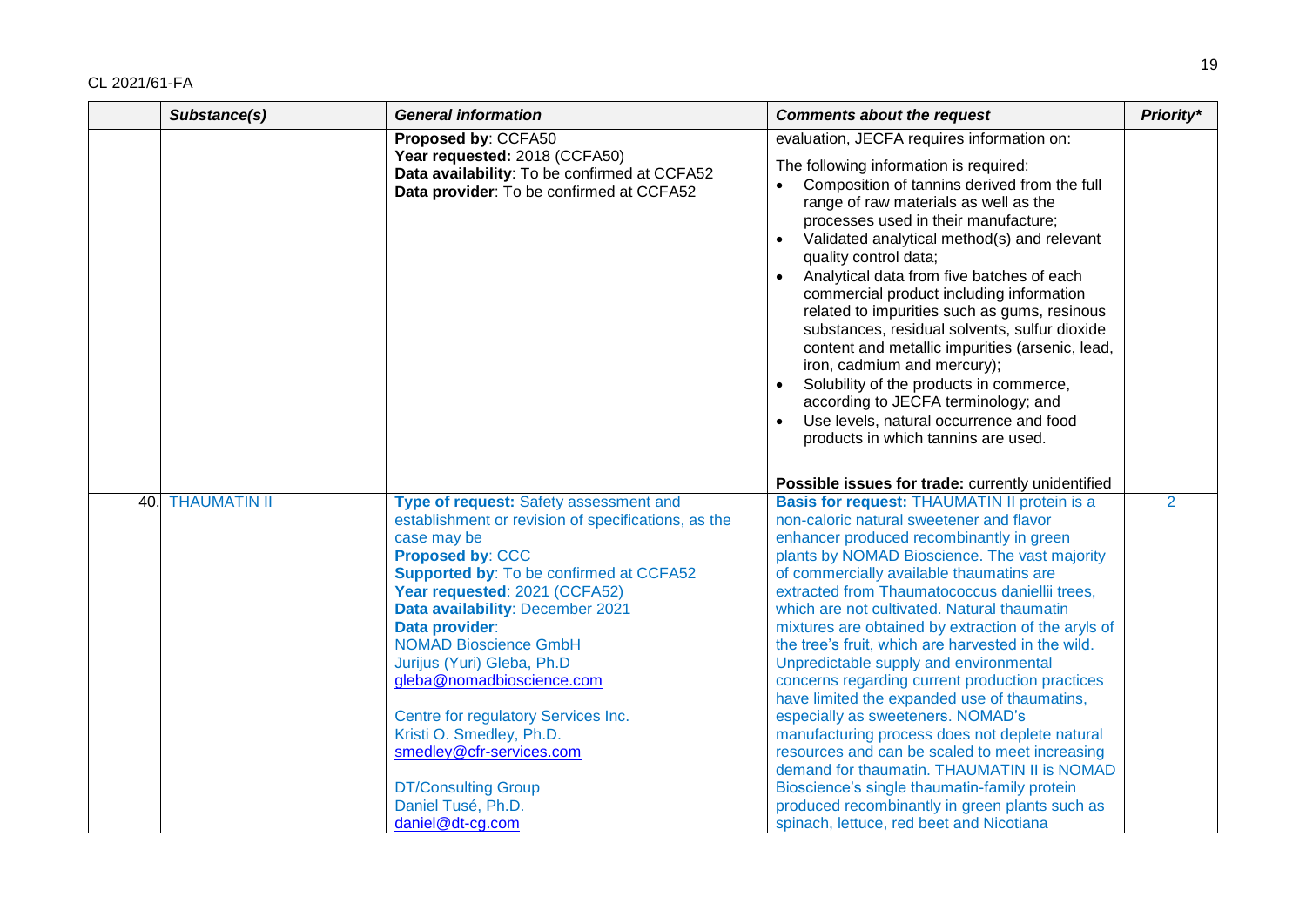CL 2021/61-FA

| | Substance(s) | General information | Comments about the request | Priority* |
|---|---|---|---|---|
| | | **Proposed by**: CCFA50<br>**Year requested:** 2018 (CCFA50)<br>**Data availability**: To be confirmed at CCFA52<br>**Data provider**: To be confirmed at CCFA52 | evaluation, JECFA requires information on:<br><br>The following information is required:<br>• Composition of tannins derived from the full range of raw materials as well as the processes used in their manufacture;<br>• Validated analytical method(s) and relevant quality control data;<br>• Analytical data from five batches of each commercial product including information related to impurities such as gums, resinous substances, residual solvents, sulfur dioxide content and metallic impurities (arsenic, lead, iron, cadmium and mercury);<br>• Solubility of the products in commerce, according to JECFA terminology; and<br>• Use levels, natural occurrence and food products in which tannins are used.<br><br>**Possible issues for trade:** currently unidentified | |
| 40. | THAUMATIN II | **Type of request:** Safety assessment and establishment or revision of specifications, as the case may be<br>**Proposed by**: CCC<br>**Supported by**: To be confirmed at CCFA52<br>**Year requested**: 2021 (CCFA52)<br>**Data availability**: December 2021<br>**Data provider**:<br>NOMAD Bioscience GmbH<br>Jurijus (Yuri) Gleba, Ph.D<br>gleba@nomadbioscience.com<br><br>Centre for regulatory Services Inc.<br>Kristi O. Smedley, Ph.D.<br>smedley@cfr-services.com<br><br>DT/Consulting Group<br>Daniel Tusé, Ph.D.<br>daniel@dt-cg.com | **Basis for request:** THAUMATIN II protein is a non-caloric natural sweetener and flavor enhancer produced recombinantly in green plants by NOMAD Bioscience. The vast majority of commercially available thaumatins are extracted from Thaumatococcus daniellii trees, which are not cultivated. Natural thaumatin mixtures are obtained by extraction of the aryls of the tree's fruit, which are harvested in the wild. Unpredictable supply and environmental concerns regarding current production practices have limited the expanded use of thaumatins, especially as sweeteners. NOMAD's manufacturing process does not deplete natural resources and can be scaled to meet increasing demand for thaumatin. THAUMATIN II is NOMAD Bioscience's single thaumatin-family protein produced recombinantly in green plants such as spinach, lettuce, red beet and Nicotiana | 2 |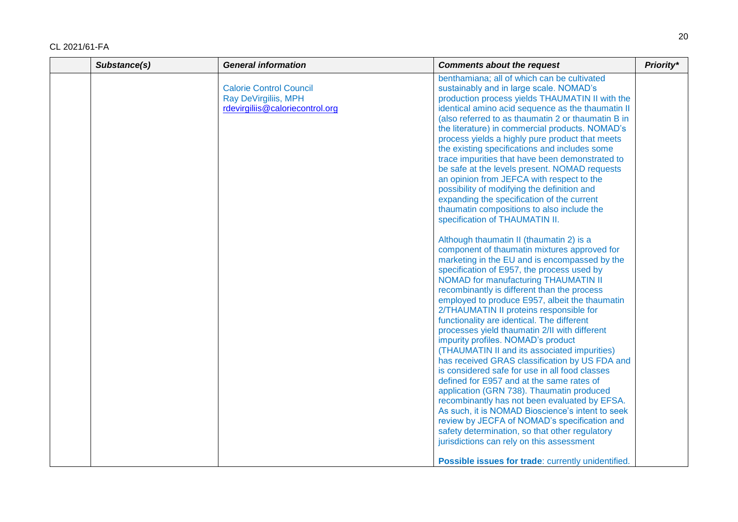| | Substance(s) | General information | Comments about the request | Priority* |
|---|---|---|---|---|
| | | Calorie Control Council<br>Ray DeVirgiliis, MPH<br>rdevirgiliis@caloriecontrol.org | benthamiana; all of which can be cultivated sustainably and in large scale. NOMAD's production process yields THAUMATIN II with the identical amino acid sequence as the thaumatin II (also referred to as thaumatin 2 or thaumatin B in the literature) in commercial products. NOMAD's process yields a highly pure product that meets the existing specifications and includes some trace impurities that have been demonstrated to be safe at the levels present. NOMAD requests an opinion from JEFCA with respect to the possibility of modifying the definition and expanding the specification of the current thaumatin compositions to also include the specification of THAUMATIN II.<br><br>Although thaumatin II (thaumatin 2) is a component of thaumatin mixtures approved for marketing in the EU and is encompassed by the specification of E957, the process used by NOMAD for manufacturing THAUMATIN II recombinantly is different than the process employed to produce E957, albeit the thaumatin 2/THAUMATIN II proteins responsible for functionality are identical. The different processes yield thaumatin 2/II with different impurity profiles. NOMAD's product (THAUMATIN II and its associated impurities) has received GRAS classification by US FDA and is considered safe for use in all food classes defined for E957 and at the same rates of application (GRN 738). Thaumatin produced recombinantly has not been evaluated by EFSA. As such, it is NOMAD Bioscience's intent to seek review by JECFA of NOMAD's specification and safety determination, so that other regulatory jurisdictions can rely on this assessment<br><br>**Possible issues for trade**: currently unidentified. | |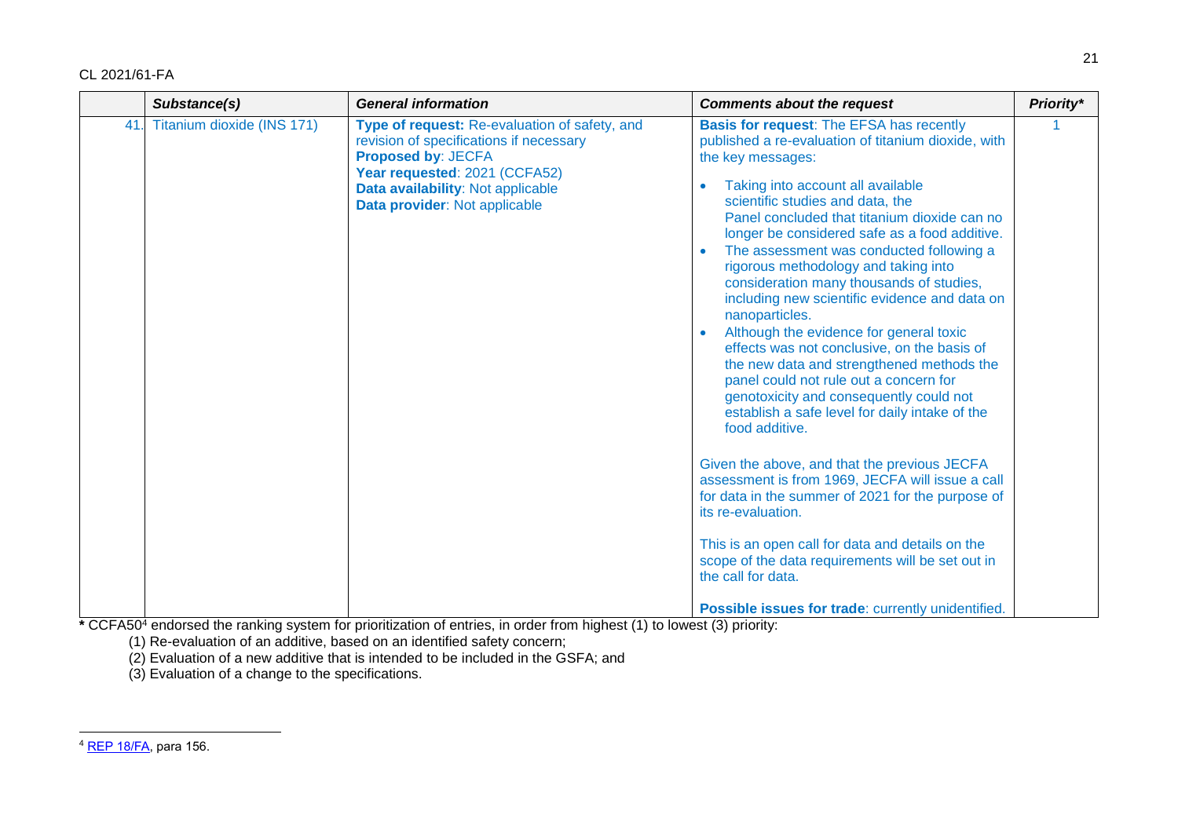| | *Substance(s)* | *General information* | *Comments about the request* | *Priority\** |
|---|---|---|---|---|
| 41. | Titanium dioxide (INS 171) | **Type of request:** Re-evaluation of safety, and revision of specifications if necessary<br>**Proposed by**: JECFA<br>**Year requested**: 2021 (CCFA52)<br>**Data availability**: Not applicable<br>**Data provider**: Not applicable | **Basis for request**: The EFSA has recently published a re-evaluation of titanium dioxide, with the key messages:<br>• Taking into account all available scientific studies and data, the Panel concluded that titanium dioxide can no longer be considered safe as a food additive.<br>• The assessment was conducted following a rigorous methodology and taking into consideration many thousands of studies, including new scientific evidence and data on nanoparticles.<br>• Although the evidence for general toxic effects was not conclusive, on the basis of the new data and strengthened methods the panel could not rule out a concern for genotoxicity and consequently could not establish a safe level for daily intake of the food additive.<br><br>Given the above, and that the previous JECFA assessment is from 1969, JECFA will issue a call for data in the summer of 2021 for the purpose of its re-evaluation.<br><br>This is an open call for data and details on the scope of the data requirements will be set out in the call for data.<br><br>**Possible issues for trade**: currently unidentified. | 1 |

**\*** CCFA50[4] endorsed the ranking system for prioritization of entries, in order from highest (1) to lowest (3) priority:

(1) Re-evaluation of an additive, based on an identified safety concern;

(2) Evaluation of a new additive that is intended to be included in the GSFA; and

(3) Evaluation of a change to the specifications.

---

[4] REP 18/FA, para 156.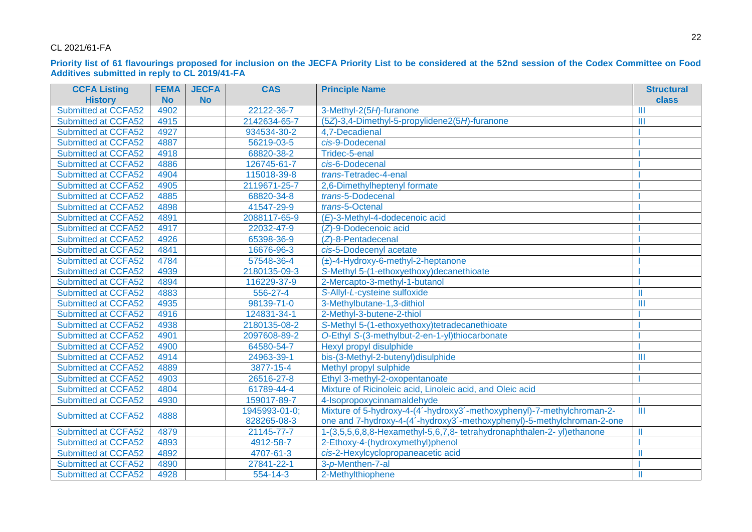CL 2021/61-FA

**Priority list of 61 flavourings proposed for inclusion on the JECFA Priority List to be considered at the 52nd session of the Codex Committee on Food Additives submitted in reply to CL 2019/41-FA**

| CCFA Listing History | FEMA No | JECFA No | CAS | Principle Name | Structural class |
|---|---|---|---|---|---|
| Submitted at CCFA52 | 4902 | | 22122-36-7 | 3-Methyl-2(5*H*)-furanone | III |
| Submitted at CCFA52 | 4915 | | 2142634-65-7 | (5*Z*)-3,4-Dimethyl-5-propylidene2(5*H*)-furanone | III |
| Submitted at CCFA52 | 4927 | | 934534-30-2 | 4,7-Decadienal | I |
| Submitted at CCFA52 | 4887 | | 56219-03-5 | *cis*-9-Dodecenal | I |
| Submitted at CCFA52 | 4918 | | 68820-38-2 | Tridec-5-enal | I |
| Submitted at CCFA52 | 4886 | | 126745-61-7 | *cis*-6-Dodecenal | I |
| Submitted at CCFA52 | 4904 | | 115018-39-8 | *trans*-Tetradec-4-enal | I |
| Submitted at CCFA52 | 4905 | | 2119671-25-7 | 2,6-Dimethylheptenyl formate | I |
| Submitted at CCFA52 | 4885 | | 68820-34-8 | *trans*-5-Dodecenal | I |
| Submitted at CCFA52 | 4898 | | 41547-29-9 | *trans*-5-Octenal | I |
| Submitted at CCFA52 | 4891 | | 2088117-65-9 | (*E*)-3-Methyl-4-dodecenoic acid | I |
| Submitted at CCFA52 | 4917 | | 22032-47-9 | (*Z*)-9-Dodecenoic acid | I |
| Submitted at CCFA52 | 4926 | | 65398-36-9 | (*Z*)-8-Pentadecenal | I |
| Submitted at CCFA52 | 4841 | | 16676-96-3 | *cis*-5-Dodecenyl acetate | I |
| Submitted at CCFA52 | 4784 | | 57548-36-4 | (±)-4-Hydroxy-6-methyl-2-heptanone | I |
| Submitted at CCFA52 | 4939 | | 2180135-09-3 | *S*-Methyl 5-(1-ethoxyethoxy)decanethioate | I |
| Submitted at CCFA52 | 4894 | | 116229-37-9 | 2-Mercapto-3-methyl-1-butanol | I |
| Submitted at CCFA52 | 4883 | | 556-27-4 | *S*-Allyl-*L*-cysteine sulfoxide | II |
| Submitted at CCFA52 | 4935 | | 98139-71-0 | 3-Methylbutane-1,3-dithiol | III |
| Submitted at CCFA52 | 4916 | | 124831-34-1 | 2-Methyl-3-butene-2-thiol | I |
| Submitted at CCFA52 | 4938 | | 2180135-08-2 | *S*-Methyl 5-(1-ethoxyethoxy)tetradecanethioate | I |
| Submitted at CCFA52 | 4901 | | 2097608-89-2 | *O*-Ethyl *S*-(3-methylbut-2-en-1-yl)thiocarbonate | I |
| Submitted at CCFA52 | 4900 | | 64580-54-7 | Hexyl propyl disulphide | I |
| Submitted at CCFA52 | 4914 | | 24963-39-1 | bis-(3-Methyl-2-butenyl)disulphide | III |
| Submitted at CCFA52 | 4889 | | 3877-15-4 | Methyl propyl sulphide | I |
| Submitted at CCFA52 | 4903 | | 26516-27-8 | Ethyl 3-methyl-2-oxopentanoate | I |
| Submitted at CCFA52 | 4804 | | 61789-44-4 | Mixture of Ricinoleic acid, Linoleic acid, and Oleic acid | |
| Submitted at CCFA52 | 4930 | | 159017-89-7 | 4-Isopropoxycinnamaldehyde | I |
| Submitted at CCFA52 | 4888 | | 1945993-01-0; 828265-08-3 | Mixture of 5-hydroxy-4-(4´-hydroxy3´-methoxyphenyl)-7-methylchroman-2-one and 7-hydroxy-4-(4´-hydroxy3´-methoxyphenyl)-5-methylchroman-2-one | III |
| Submitted at CCFA52 | 4879 | | 21145-77-7 | 1-(3,5,5,6,8,8-Hexamethyl-5,6,7,8- tetrahydronaphthalen-2- yl)ethanone | II |
| Submitted at CCFA52 | 4893 | | 4912-58-7 | 2-Ethoxy-4-(hydroxymethyl)phenol | I |
| Submitted at CCFA52 | 4892 | | 4707-61-3 | *cis*-2-Hexylcyclopropaneacetic acid | II |
| Submitted at CCFA52 | 4890 | | 27841-22-1 | 3-*p*-Menthen-7-al | I |
| Submitted at CCFA52 | 4928 | | 554-14-3 | 2-Methylthiophene | II |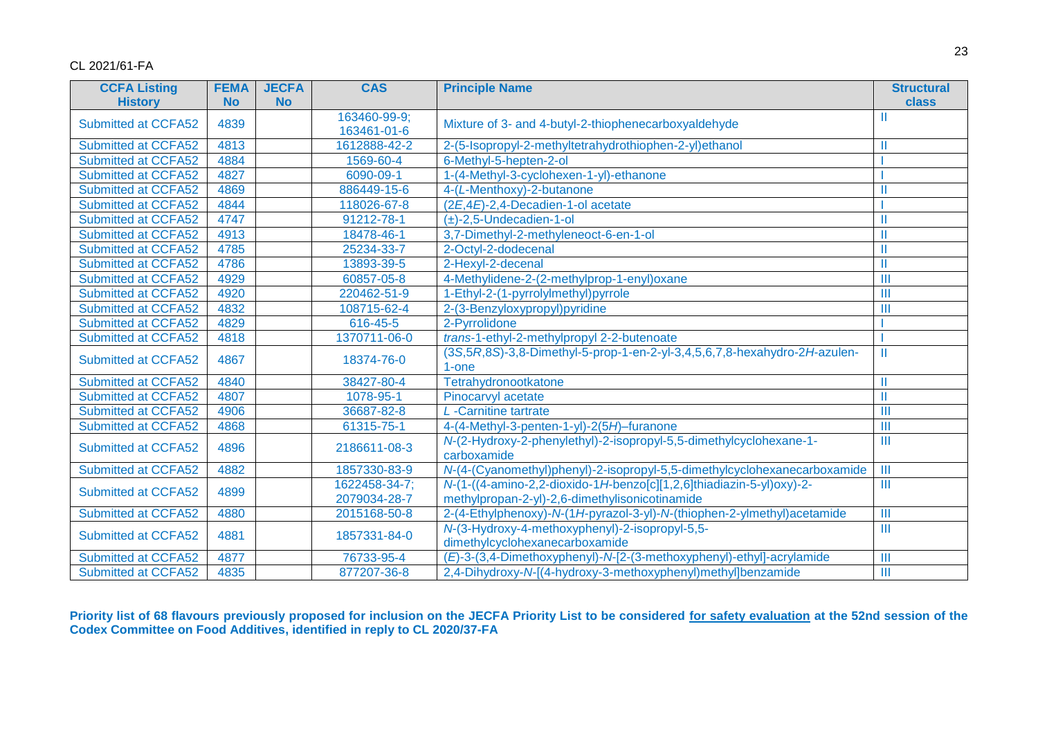CL 2021/61-FA

| CCFA Listing History | FEMA No | JECFA No | CAS | Principle Name | Structural class |
|---|---|---|---|---|---|
| Submitted at CCFA52 | 4839 | | 163460-99-9; 163461-01-6 | Mixture of 3- and 4-butyl-2-thiophenecarboxyaldehyde | II |
| Submitted at CCFA52 | 4813 | | 1612888-42-2 | 2-(5-Isopropyl-2-methyltetrahydrothiophen-2-yl)ethanol | II |
| Submitted at CCFA52 | 4884 | | 1569-60-4 | 6-Methyl-5-hepten-2-ol | I |
| Submitted at CCFA52 | 4827 | | 6090-09-1 | 1-(4-Methyl-3-cyclohexen-1-yl)-ethanone | I |
| Submitted at CCFA52 | 4869 | | 886449-15-6 | 4-(*L*-Menthoxy)-2-butanone | II |
| Submitted at CCFA52 | 4844 | | 118026-67-8 | (2*E*,4*E*)-2,4-Decadien-1-ol acetate | I |
| Submitted at CCFA52 | 4747 | | 91212-78-1 | (±)-2,5-Undecadien-1-ol | II |
| Submitted at CCFA52 | 4913 | | 18478-46-1 | 3,7-Dimethyl-2-methyleneoct-6-en-1-ol | II |
| Submitted at CCFA52 | 4785 | | 25234-33-7 | 2-Octyl-2-dodecenal | II |
| Submitted at CCFA52 | 4786 | | 13893-39-5 | 2-Hexyl-2-decenal | II |
| Submitted at CCFA52 | 4929 | | 60857-05-8 | 4-Methylidene-2-(2-methylprop-1-enyl)oxane | III |
| Submitted at CCFA52 | 4920 | | 220462-51-9 | 1-Ethyl-2-(1-pyrrolylmethyl)pyrrole | III |
| Submitted at CCFA52 | 4832 | | 108715-62-4 | 2-(3-Benzyloxypropyl)pyridine | III |
| Submitted at CCFA52 | 4829 | | 616-45-5 | 2-Pyrrolidone | I |
| Submitted at CCFA52 | 4818 | | 1370711-06-0 | *trans*-1-ethyl-2-methylpropyl 2-2-butenoate | I |
| Submitted at CCFA52 | 4867 | | 18374-76-0 | (3*S*,5*R*,8*S*)-3,8-Dimethyl-5-prop-1-en-2-yl-3,4,5,6,7,8-hexahydro-2*H*-azulen-1-one | II |
| Submitted at CCFA52 | 4840 | | 38427-80-4 | Tetrahydronootkatone | II |
| Submitted at CCFA52 | 4807 | | 1078-95-1 | Pinocarvyl acetate | II |
| Submitted at CCFA52 | 4906 | | 36687-82-8 | *L* -Carnitine tartrate | III |
| Submitted at CCFA52 | 4868 | | 61315-75-1 | 4-(4-Methyl-3-penten-1-yl)-2(5*H*)–furanone | III |
| Submitted at CCFA52 | 4896 | | 2186611-08-3 | *N*-(2-Hydroxy-2-phenylethyl)-2-isopropyl-5,5-dimethylcyclohexane-1-carboxamide | III |
| Submitted at CCFA52 | 4882 | | 1857330-83-9 | *N*-(4-(Cyanomethyl)phenyl)-2-isopropyl-5,5-dimethylcyclohexanecarboxamide | III |
| Submitted at CCFA52 | 4899 | | 1622458-34-7; 2079034-28-7 | *N*-(1-((4-amino-2,2-dioxido-1*H*-benzo[c][1,2,6]thiadiazin-5-yl)oxy)-2-methylpropan-2-yl)-2,6-dimethylisonicotinamide | III |
| Submitted at CCFA52 | 4880 | | 2015168-50-8 | 2-(4-Ethylphenoxy)-*N*-(1*H*-pyrazol-3-yl)-*N*-(thiophen-2-ylmethyl)acetamide | III |
| Submitted at CCFA52 | 4881 | | 1857331-84-0 | *N*-(3-Hydroxy-4-methoxyphenyl)-2-isopropyl-5,5-dimethylcyclohexanecarboxamide | III |
| Submitted at CCFA52 | 4877 | | 76733-95-4 | (*E*)-3-(3,4-Dimethoxyphenyl)-*N*-[2-(3-methoxyphenyl)-ethyl]-acrylamide | III |
| Submitted at CCFA52 | 4835 | | 877207-36-8 | 2,4-Dihydroxy-*N*-[(4-hydroxy-3-methoxyphenyl)methyl]benzamide | III |

**Priority list of 68 flavours previously proposed for inclusion on the JECFA Priority List to be considered <u>for safety evaluation</u> at the 52nd session of the Codex Committee on Food Additives, identified in reply to CL 2020/37-FA**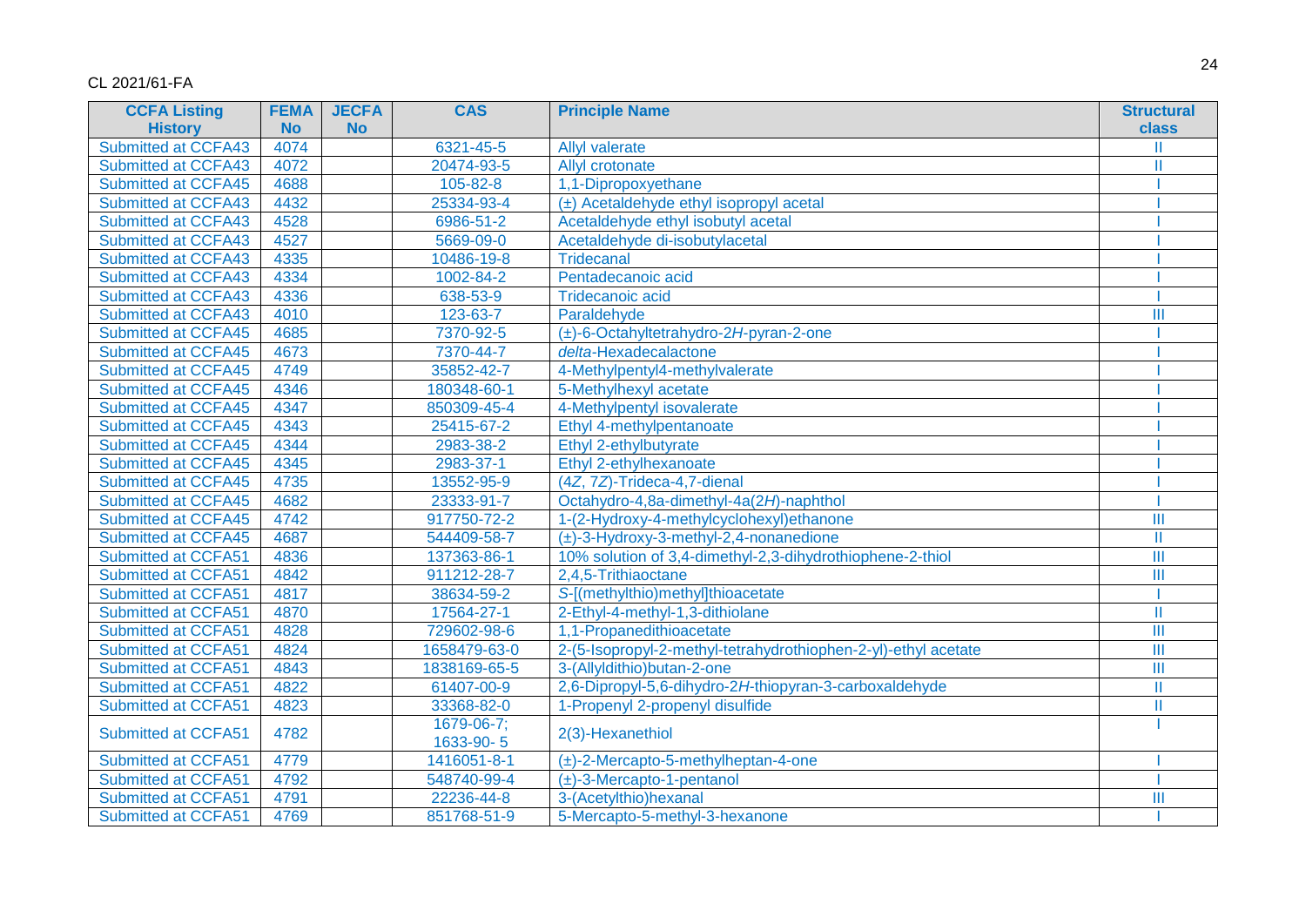CL 2021/61-FA

| CCFA Listing History | FEMA No | JECFA No | CAS | Principle Name | Structural class |
|---|---|---|---|---|---|
| Submitted at CCFA43 | 4074 | | 6321-45-5 | Allyl valerate | II |
| Submitted at CCFA43 | 4072 | | 20474-93-5 | Allyl crotonate | II |
| Submitted at CCFA45 | 4688 | | 105-82-8 | 1,1-Dipropoxyethane | I |
| Submitted at CCFA43 | 4432 | | 25334-93-4 | (±) Acetaldehyde ethyl isopropyl acetal | I |
| Submitted at CCFA43 | 4528 | | 6986-51-2 | Acetaldehyde ethyl isobutyl acetal | I |
| Submitted at CCFA43 | 4527 | | 5669-09-0 | Acetaldehyde di-isobutylacetal | I |
| Submitted at CCFA43 | 4335 | | 10486-19-8 | Tridecanal | I |
| Submitted at CCFA43 | 4334 | | 1002-84-2 | Pentadecanoic acid | I |
| Submitted at CCFA43 | 4336 | | 638-53-9 | Tridecanoic acid | I |
| Submitted at CCFA43 | 4010 | | 123-63-7 | Paraldehyde | III |
| Submitted at CCFA45 | 4685 | | 7370-92-5 | (±)-6-Octahyltetrahydro-2*H*-pyran-2-one | I |
| Submitted at CCFA45 | 4673 | | 7370-44-7 | *delta*-Hexadecalactone | I |
| Submitted at CCFA45 | 4749 | | 35852-42-7 | 4-Methylpentyl4-methylvalerate | I |
| Submitted at CCFA45 | 4346 | | 180348-60-1 | 5-Methylhexyl acetate | I |
| Submitted at CCFA45 | 4347 | | 850309-45-4 | 4-Methylpentyl isovalerate | I |
| Submitted at CCFA45 | 4343 | | 25415-67-2 | Ethyl 4-methylpentanoate | I |
| Submitted at CCFA45 | 4344 | | 2983-38-2 | Ethyl 2-ethylbutyrate | I |
| Submitted at CCFA45 | 4345 | | 2983-37-1 | Ethyl 2-ethylhexanoate | I |
| Submitted at CCFA45 | 4735 | | 13552-95-9 | (4*Z*, 7*Z*)-Trideca-4,7-dienal | I |
| Submitted at CCFA45 | 4682 | | 23333-91-7 | Octahydro-4,8a-dimethyl-4a(2*H*)-naphthol | I |
| Submitted at CCFA45 | 4742 | | 917750-72-2 | 1-(2-Hydroxy-4-methylcyclohexyl)ethanone | III |
| Submitted at CCFA45 | 4687 | | 544409-58-7 | (±)-3-Hydroxy-3-methyl-2,4-nonanedione | II |
| Submitted at CCFA51 | 4836 | | 137363-86-1 | 10% solution of 3,4-dimethyl-2,3-dihydrothiophene-2-thiol | III |
| Submitted at CCFA51 | 4842 | | 911212-28-7 | 2,4,5-Trithiaoctane | III |
| Submitted at CCFA51 | 4817 | | 38634-59-2 | *S*-[(methylthio)methyl]thioacetate | I |
| Submitted at CCFA51 | 4870 | | 17564-27-1 | 2-Ethyl-4-methyl-1,3-dithiolane | II |
| Submitted at CCFA51 | 4828 | | 729602-98-6 | 1,1-Propanedithioacetate | III |
| Submitted at CCFA51 | 4824 | | 1658479-63-0 | 2-(5-Isopropyl-2-methyl-tetrahydrothiophen-2-yl)-ethyl acetate | III |
| Submitted at CCFA51 | 4843 | | 1838169-65-5 | 3-(Allyldithio)butan-2-one | III |
| Submitted at CCFA51 | 4822 | | 61407-00-9 | 2,6-Dipropyl-5,6-dihydro-2*H*-thiopyran-3-carboxaldehyde | II |
| Submitted at CCFA51 | 4823 | | 33368-82-0 | 1-Propenyl 2-propenyl disulfide | II |
| Submitted at CCFA51 | 4782 | | 1679-06-7; 1633-90- 5 | 2(3)-Hexanethiol | I |
| Submitted at CCFA51 | 4779 | | 1416051-8-1 | (±)-2-Mercapto-5-methylheptan-4-one | I |
| Submitted at CCFA51 | 4792 | | 548740-99-4 | (±)-3-Mercapto-1-pentanol | I |
| Submitted at CCFA51 | 4791 | | 22236-44-8 | 3-(Acetylthio)hexanal | III |
| Submitted at CCFA51 | 4769 | | 851768-51-9 | 5-Mercapto-5-methyl-3-hexanone | I |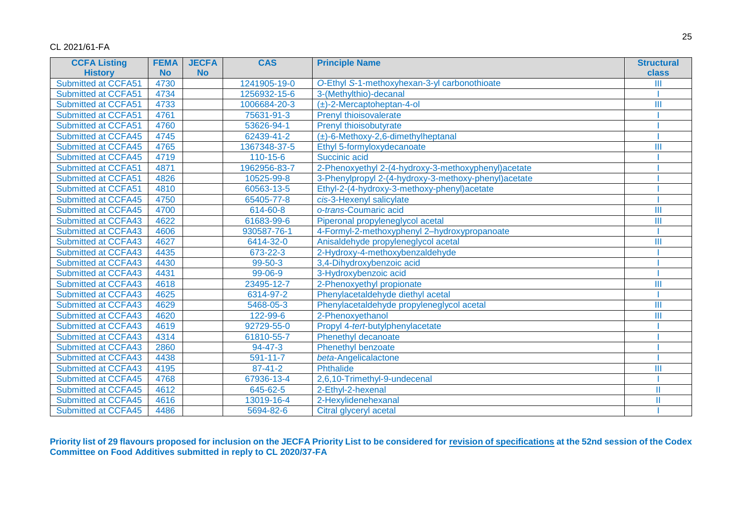CL 2021/61-FA

| CCFA Listing History | FEMA No | JECFA No | CAS | Principle Name | Structural class |
|---|---|---|---|---|---|
| Submitted at CCFA51 | 4730 | | 1241905-19-0 | *O*-Ethyl *S*-1-methoxyhexan-3-yl carbonothioate | III |
| Submitted at CCFA51 | 4734 | | 1256932-15-6 | 3-(Methylthio)-decanal | I |
| Submitted at CCFA51 | 4733 | | 1006684-20-3 | (±)-2-Mercaptoheptan-4-ol | III |
| Submitted at CCFA51 | 4761 | | 75631-91-3 | Prenyl thioisovalerate | I |
| Submitted at CCFA51 | 4760 | | 53626-94-1 | Prenyl thioisobutyrate | I |
| Submitted at CCFA45 | 4745 | | 62439-41-2 | (±)-6-Methoxy-2,6-dimethylheptanal | I |
| Submitted at CCFA45 | 4765 | | 1367348-37-5 | Ethyl 5-formyloxydecanoate | III |
| Submitted at CCFA45 | 4719 | | 110-15-6 | Succinic acid | I |
| Submitted at CCFA51 | 4871 | | 1962956-83-7 | 2-Phenoxyethyl 2-(4-hydroxy-3-methoxyphenyl)acetate | I |
| Submitted at CCFA51 | 4826 | | 10525-99-8 | 3-Phenylpropyl 2-(4-hydroxy-3-methoxy-phenyl)acetate | I |
| Submitted at CCFA51 | 4810 | | 60563-13-5 | Ethyl-2-(4-hydroxy-3-methoxy-phenyl)acetate | I |
| Submitted at CCFA45 | 4750 | | 65405-77-8 | *cis*-3-Hexenyl salicylate | I |
| Submitted at CCFA45 | 4700 | | 614-60-8 | *o-trans*-Coumaric acid | III |
| Submitted at CCFA43 | 4622 | | 61683-99-6 | Piperonal propyleneglycol acetal | III |
| Submitted at CCFA43 | 4606 | | 930587-76-1 | 4-Formyl-2-methoxyphenyl 2–hydroxypropanoate | I |
| Submitted at CCFA43 | 4627 | | 6414-32-0 | Anisaldehyde propyleneglycol acetal | III |
| Submitted at CCFA43 | 4435 | | 673-22-3 | 2-Hydroxy-4-methoxybenzaldehyde | I |
| Submitted at CCFA43 | 4430 | | 99-50-3 | 3,4-Dihydroxybenzoic acid | I |
| Submitted at CCFA43 | 4431 | | 99-06-9 | 3-Hydroxybenzoic acid | I |
| Submitted at CCFA43 | 4618 | | 23495-12-7 | 2-Phenoxyethyl propionate | III |
| Submitted at CCFA43 | 4625 | | 6314-97-2 | Phenylacetaldehyde diethyl acetal | I |
| Submitted at CCFA43 | 4629 | | 5468-05-3 | Phenylacetaldehyde propyleneglycol acetal | III |
| Submitted at CCFA43 | 4620 | | 122-99-6 | 2-Phenoxyethanol | III |
| Submitted at CCFA43 | 4619 | | 92729-55-0 | Propyl 4-*tert*-butylphenylacetate | I |
| Submitted at CCFA43 | 4314 | | 61810-55-7 | Phenethyl decanoate | I |
| Submitted at CCFA43 | 2860 | | 94-47-3 | Phenethyl benzoate | I |
| Submitted at CCFA43 | 4438 | | 591-11-7 | *beta*-Angelicalactone | I |
| Submitted at CCFA43 | 4195 | | 87-41-2 | Phthalide | III |
| Submitted at CCFA45 | 4768 | | 67936-13-4 | 2,6,10-Trimethyl-9-undecenal | I |
| Submitted at CCFA45 | 4612 | | 645-62-5 | 2-Ethyl-2-hexenal | II |
| Submitted at CCFA45 | 4616 | | 13019-16-4 | 2-Hexylidenehexanal | II |
| Submitted at CCFA45 | 4486 | | 5694-82-6 | Citral glyceryl acetal | I |

**Priority list of 29 flavours proposed for inclusion on the JECFA Priority List to be considered for revision of specifications at the 52nd session of the Codex Committee on Food Additives submitted in reply to CL 2020/37-FA**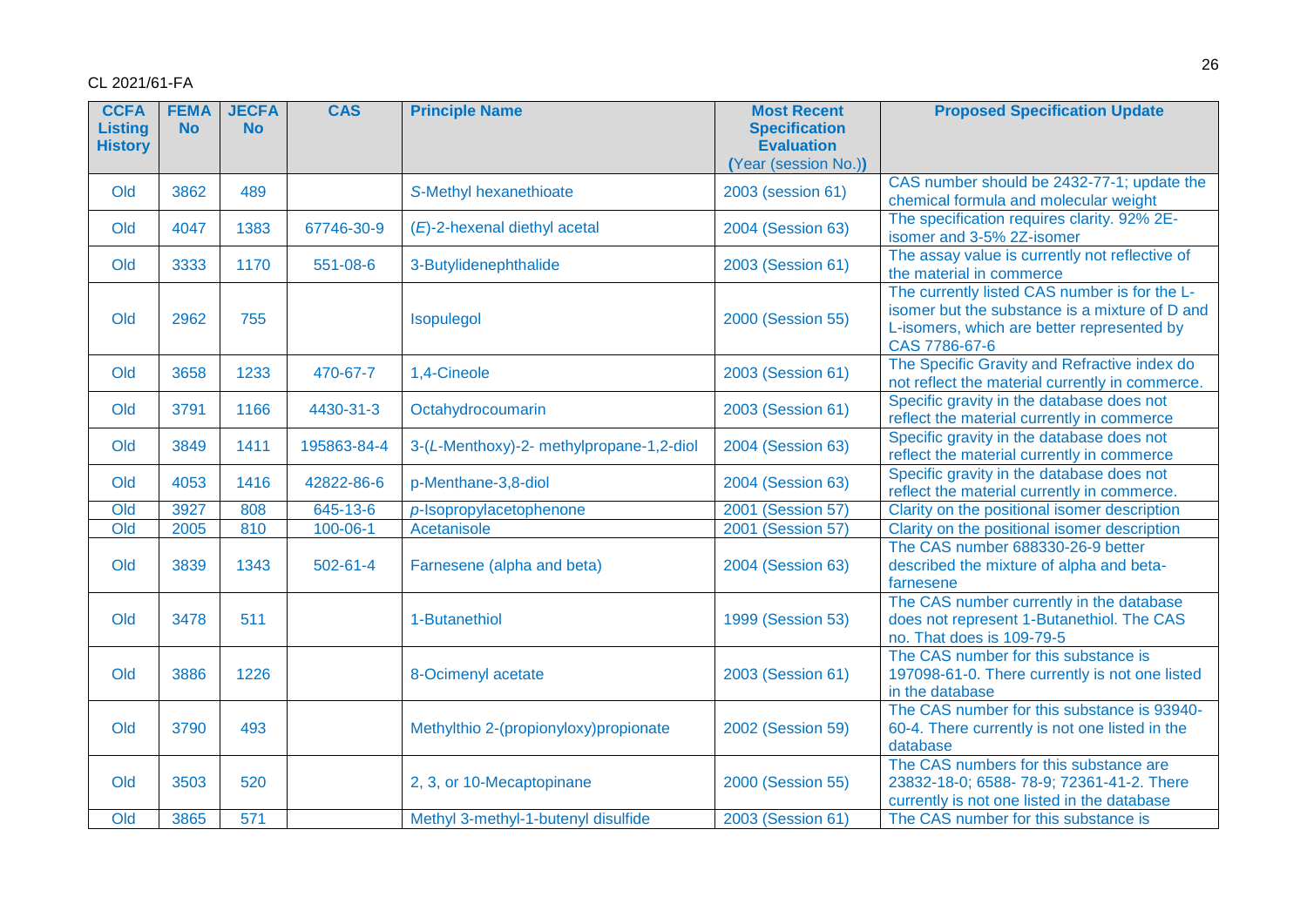CL 2021/61-FA

| CCFA Listing History | FEMA No | JECFA No | CAS | Principle Name | Most Recent Specification Evaluation (Year (session No.)) | Proposed Specification Update |
|---|---|---|---|---|---|---|
| Old | 3862 | 489 | | *S*-Methyl hexanethioate | 2003 (session 61) | CAS number should be 2432-77-1; update the chemical formula and molecular weight |
| Old | 4047 | 1383 | 67746-30-9 | (*E*)-2-hexenal diethyl acetal | 2004 (Session 63) | The specification requires clarity. 92% 2E-isomer and 3-5% 2Z-isomer |
| Old | 3333 | 1170 | 551-08-6 | 3-Butylidenephthalide | 2003 (Session 61) | The assay value is currently not reflective of the material in commerce |
| Old | 2962 | 755 | | Isopulegol | 2000 (Session 55) | The currently listed CAS number is for the L-isomer but the substance is a mixture of D and L-isomers, which are better represented by CAS 7786-67-6 |
| Old | 3658 | 1233 | 470-67-7 | 1,4-Cineole | 2003 (Session 61) | The Specific Gravity and Refractive index do not reflect the material currently in commerce. |
| Old | 3791 | 1166 | 4430-31-3 | Octahydrocoumarin | 2003 (Session 61) | Specific gravity in the database does not reflect the material currently in commerce |
| Old | 3849 | 1411 | 195863-84-4 | 3-(*L*-Menthoxy)-2- methylpropane-1,2-diol | 2004 (Session 63) | Specific gravity in the database does not reflect the material currently in commerce |
| Old | 4053 | 1416 | 42822-86-6 | p-Menthane-3,8-diol | 2004 (Session 63) | Specific gravity in the database does not reflect the material currently in commerce. |
| Old | 3927 | 808 | 645-13-6 | *p*-Isopropylacetophenone | 2001 (Session 57) | Clarity on the positional isomer description |
| Old | 2005 | 810 | 100-06-1 | Acetanisole | 2001 (Session 57) | Clarity on the positional isomer description |
| Old | 3839 | 1343 | 502-61-4 | Farnesene (alpha and beta) | 2004 (Session 63) | The CAS number 688330-26-9 better described the mixture of alpha and beta-farnesene |
| Old | 3478 | 511 | | 1-Butanethiol | 1999 (Session 53) | The CAS number currently in the database does not represent 1-Butanethiol. The CAS no. That does is 109-79-5 |
| Old | 3886 | 1226 | | 8-Ocimenyl acetate | 2003 (Session 61) | The CAS number for this substance is 197098-61-0. There currently is not one listed in the database |
| Old | 3790 | 493 | | Methylthio 2-(propionyloxy)propionate | 2002 (Session 59) | The CAS number for this substance is 93940-60-4. There currently is not one listed in the database |
| Old | 3503 | 520 | | 2, 3, or 10-Mecaptopinane | 2000 (Session 55) | The CAS numbers for this substance are 23832-18-0; 6588- 78-9; 72361-41-2. There currently is not one listed in the database |
| Old | 3865 | 571 | | Methyl 3-methyl-1-butenyl disulfide | 2003 (Session 61) | The CAS number for this substance is |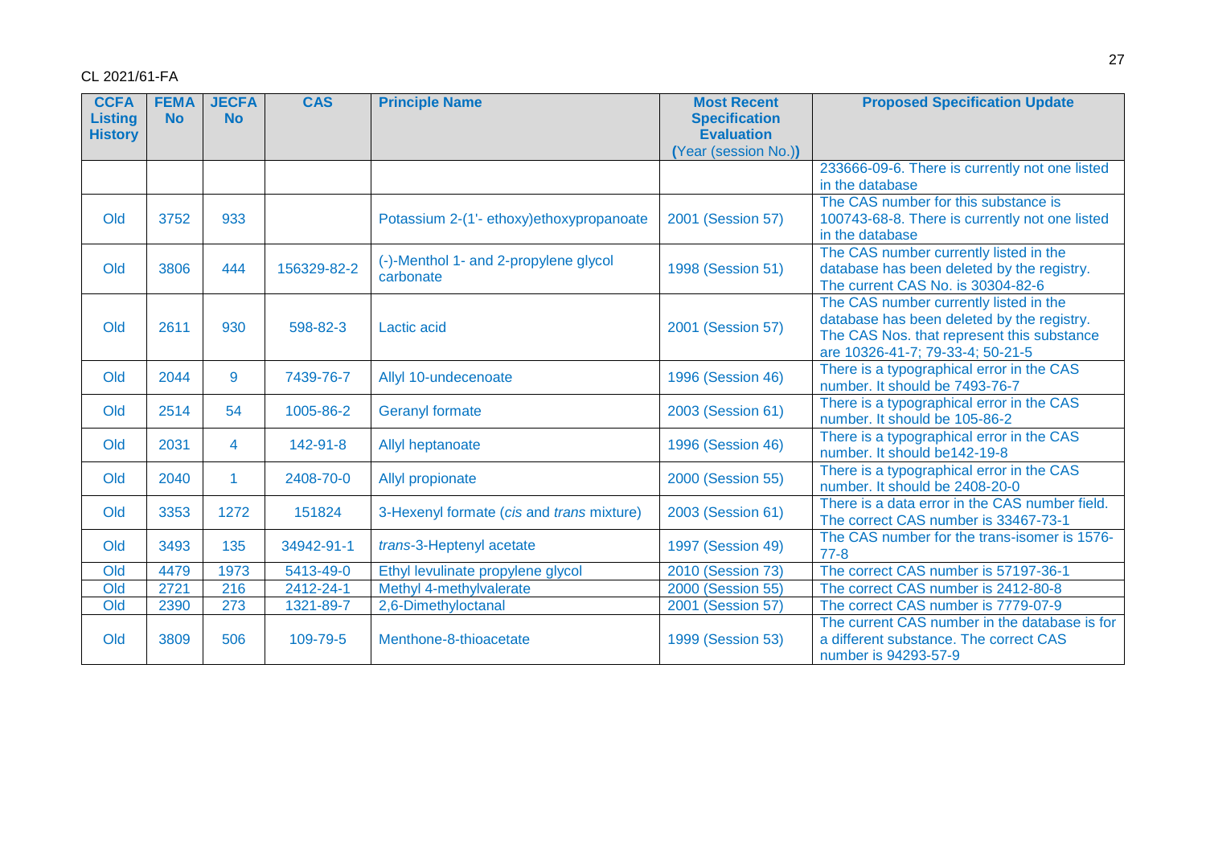CL 2021/61-FA

| CCFA Listing History | FEMA No | JECFA No | CAS | Principle Name | Most Recent Specification Evaluation (Year (session No.)) | Proposed Specification Update |
|---|---|---|---|---|---|---|
| | | | | | | 233666-09-6. There is currently not one listed in the database |
| Old | 3752 | 933 | | Potassium 2-(1'- ethoxy)ethoxypropanoate | 2001 (Session 57) | The CAS number for this substance is 100743-68-8. There is currently not one listed in the database |
| Old | 3806 | 444 | 156329-82-2 | (-)-Menthol 1- and 2-propylene glycol carbonate | 1998 (Session 51) | The CAS number currently listed in the database has been deleted by the registry. The current CAS No. is 30304-82-6 |
| Old | 2611 | 930 | 598-82-3 | Lactic acid | 2001 (Session 57) | The CAS number currently listed in the database has been deleted by the registry. The CAS Nos. that represent this substance are 10326-41-7; 79-33-4; 50-21-5 |
| Old | 2044 | 9 | 7439-76-7 | Allyl 10-undecenoate | 1996 (Session 46) | There is a typographical error in the CAS number. It should be 7493-76-7 |
| Old | 2514 | 54 | 1005-86-2 | Geranyl formate | 2003 (Session 61) | There is a typographical error in the CAS number. It should be 105-86-2 |
| Old | 2031 | 4 | 142-91-8 | Allyl heptanoate | 1996 (Session 46) | There is a typographical error in the CAS number. It should be142-19-8 |
| Old | 2040 | 1 | 2408-70-0 | Allyl propionate | 2000 (Session 55) | There is a typographical error in the CAS number. It should be 2408-20-0 |
| Old | 3353 | 1272 | 151824 | 3-Hexenyl formate (*cis* and *trans* mixture) | 2003 (Session 61) | There is a data error in the CAS number field. The correct CAS number is 33467-73-1 |
| Old | 3493 | 135 | 34942-91-1 | *trans*-3-Heptenyl acetate | 1997 (Session 49) | The CAS number for the trans-isomer is 1576-77-8 |
| Old | 4479 | 1973 | 5413-49-0 | Ethyl levulinate propylene glycol | 2010 (Session 73) | The correct CAS number is 57197-36-1 |
| Old | 2721 | 216 | 2412-24-1 | Methyl 4-methylvalerate | 2000 (Session 55) | The correct CAS number is 2412-80-8 |
| Old | 2390 | 273 | 1321-89-7 | 2,6-Dimethyloctanal | 2001 (Session 57) | The correct CAS number is 7779-07-9 |
| Old | 3809 | 506 | 109-79-5 | Menthone-8-thioacetate | 1999 (Session 53) | The current CAS number in the database is for a different substance. The correct CAS number is 94293-57-9 |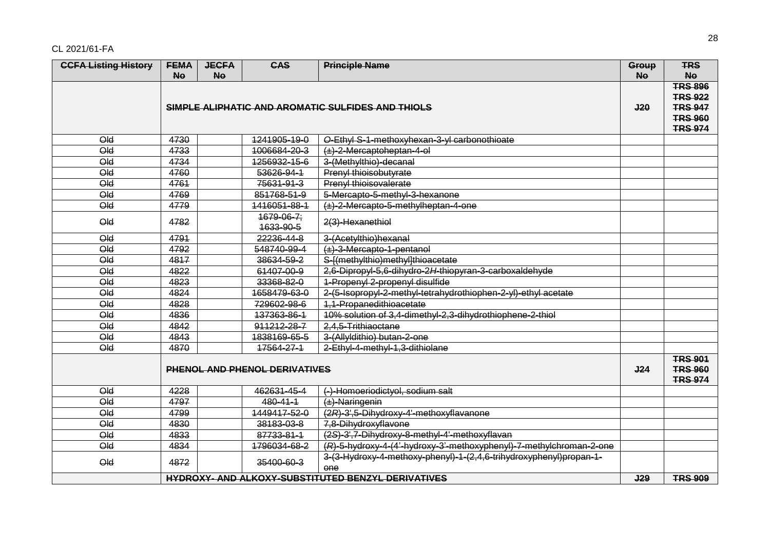CL 2021/61-FA

| CCFA Listing History | FEMA No | JECFA No | CAS | Principle Name | Group No | TRS No |
|---|---|---|---|---|---|---|
| | SIMPLE ALIPHATIC AND AROMATIC SULFIDES AND THIOLS | | | | J20 | TRS 896 TRS 922 TRS 947 TRS 960 TRS 974 |
| Old | 4730 | | 1241905-19-0 | *O*-Ethyl S-1-methoxyhexan-3-yl carbonothioate | | |
| Old | 4733 | | 1006684-20-3 | (±)-2-Mercaptoheptan-4-ol | | |
| Old | 4734 | | 1256932-15-6 | 3-(Methylthio)-decanal | | |
| Old | 4760 | | 53626-94-1 | Prenyl thioisobutyrate | | |
| Old | 4761 | | 75631-91-3 | Prenyl thioisovalerate | | |
| Old | 4769 | | 851768-51-9 | 5-Mercapto-5-methyl-3-hexanone | | |
| Old | 4779 | | 1416051-88-1 | (±)-2-Mercapto-5-methylheptan-4-one | | |
| Old | 4782 | | 1679-06-7; 1633-90-5 | 2(3)-Hexanethiol | | |
| Old | 4791 | | 22236-44-8 | 3-(Acetylthio)hexanal | | |
| Old | 4792 | | 548740-99-4 | (±)-3-Mercapto-1-pentanol | | |
| Old | 4817 | | 38634-59-2 | S-[(methylthio)methyl]thioacetate | | |
| Old | 4822 | | 61407-00-9 | 2,6-Dipropyl-5,6-dihydro-2*H*-thiopyran-3-carboxaldehyde | | |
| Old | 4823 | | 33368-82-0 | 1-Propenyl 2-propenyl disulfide | | |
| Old | 4824 | | 1658479-63-0 | 2-(5-Isopropyl-2-methyl-tetrahydrothiophen-2-yl)-ethyl acetate | | |
| Old | 4828 | | 729602-98-6 | 1,1-Propanedithioacetate | | |
| Old | 4836 | | 137363-86-1 | 10% solution of 3,4-dimethyl-2,3-dihydrothiophene-2-thiol | | |
| Old | 4842 | | 911212-28-7 | 2,4,5-Trithiaoctane | | |
| Old | 4843 | | 1838169-65-5 | 3-(Allyldithio) butan-2-one | | |
| Old | 4870 | | 17564-27-1 | 2-Ethyl-4-methyl-1,3-dithiolane | | |
| | PHENOL AND PHENOL DERIVATIVES | | | | J24 | TRS 901 TRS 960 TRS 974 |
| Old | 4228 | | 462631-45-4 | (-)-Homoeriodictyol, sodium salt | | |
| Old | 4797 | | 480-41-1 | (±)-Naringenin | | |
| Old | 4799 | | 1449417-52-0 | (2*R*)-3',5-Dihydroxy-4'-methoxyflavanone | | |
| Old | 4830 | | 38183-03-8 | 7,8-Dihydroxyflavone | | |
| Old | 4833 | | 87733-81-1 | (2*S*)-3',7-Dihydroxy-8-methyl-4'-methoxyflavan | | |
| Old | 4834 | | 1796034-68-2 | (*R*)-5-hydroxy-4-(4'-hydroxy-3'-methoxyphenyl)-7-methylchroman-2-one | | |
| Old | 4872 | | 35400-60-3 | 3-(3-Hydroxy-4-methoxy-phenyl)-1-(2,4,6-trihydroxyphenyl)propan-1-one | | |
| | HYDROXY- AND ALKOXY-SUBSTITUTED BENZYL DERIVATIVES | | | | J29 | TRS 909 |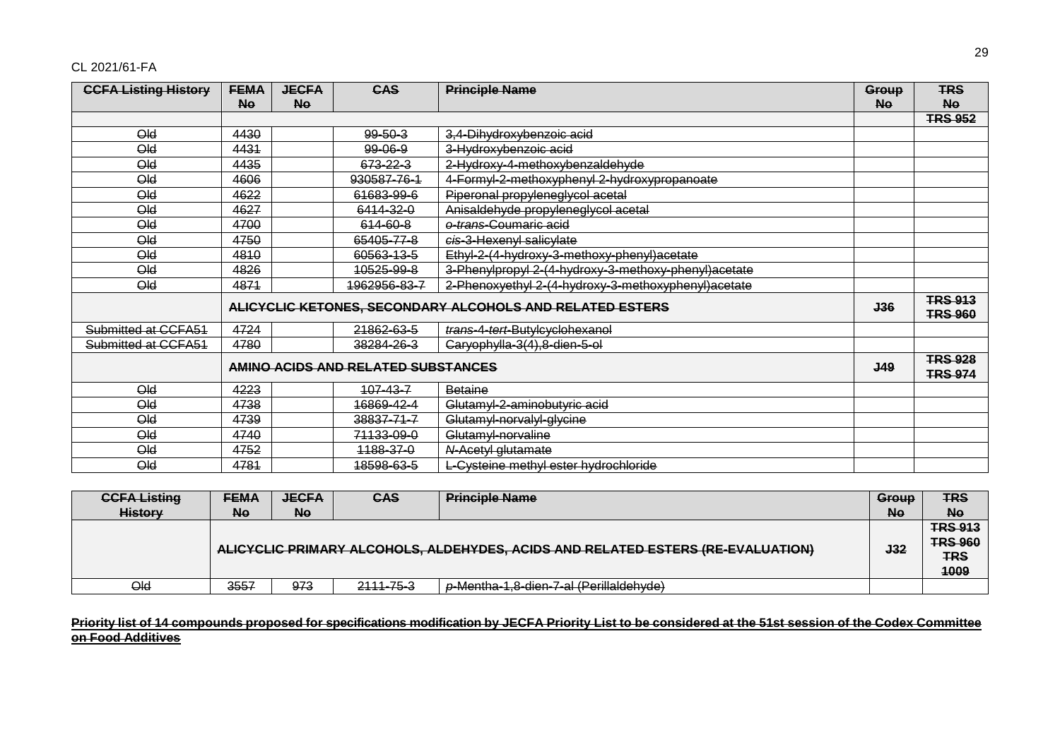CL 2021/61-FA

| ~~CCFA Listing History~~ | ~~FEMA No~~ | ~~JECFA No~~ | ~~CAS~~ | ~~Principle Name~~ | ~~Group No~~ | ~~TRS No~~ |
|---|---|---|---|---|---|---|
| | | | | | | ~~TRS 952~~ |
| ~~Old~~ | ~~4430~~ | | ~~99-50-3~~ | ~~3,4-Dihydroxybenzoic acid~~ | | |
| ~~Old~~ | ~~4431~~ | | ~~99-06-9~~ | ~~3-Hydroxybenzoic acid~~ | | |
| ~~Old~~ | ~~4435~~ | | ~~673-22-3~~ | ~~2-Hydroxy-4-methoxybenzaldehyde~~ | | |
| ~~Old~~ | ~~4606~~ | | ~~930587-76-1~~ | ~~4-Formyl-2-methoxyphenyl 2-hydroxypropanoate~~ | | |
| ~~Old~~ | ~~4622~~ | | ~~61683-99-6~~ | ~~Piperonal propyleneglycol acetal~~ | | |
| ~~Old~~ | ~~4627~~ | | ~~6414-32-0~~ | ~~Anisaldehyde propyleneglycol acetal~~ | | |
| ~~Old~~ | ~~4700~~ | | ~~614-60-8~~ | ~~*o-trans*-Coumaric acid~~ | | |
| ~~Old~~ | ~~4750~~ | | ~~65405-77-8~~ | ~~*cis*-3-Hexenyl salicylate~~ | | |
| ~~Old~~ | ~~4810~~ | | ~~60563-13-5~~ | ~~Ethyl-2-(4-hydroxy-3-methoxy-phenyl)acetate~~ | | |
| ~~Old~~ | ~~4826~~ | | ~~10525-99-8~~ | ~~3-Phenylpropyl 2-(4-hydroxy-3-methoxy-phenyl)acetate~~ | | |
| ~~Old~~ | ~~4871~~ | | ~~1962956-83-7~~ | ~~2-Phenoxyethyl 2-(4-hydroxy-3-methoxyphenyl)acetate~~ | | |
| | ~~**ALICYCLIC KETONES, SECONDARY ALCOHOLS AND RELATED ESTERS**~~ | | | | ~~**J36**~~ | ~~**TRS 913 TRS 960**~~ |
| ~~Submitted at CCFA51~~ | ~~4724~~ | | ~~21862-63-5~~ | ~~*trans*-4-*tert*-Butylcyclohexanol~~ | | |
| ~~Submitted at CCFA51~~ | ~~4780~~ | | ~~38284-26-3~~ | ~~Caryophylla-3(4),8-dien-5-ol~~ | | |
| | ~~**AMINO ACIDS AND RELATED SUBSTANCES**~~ | | | | ~~**J49**~~ | ~~**TRS 928 TRS 974**~~ |
| ~~Old~~ | ~~4223~~ | | ~~107-43-7~~ | ~~Betaine~~ | | |
| ~~Old~~ | ~~4738~~ | | ~~16869-42-4~~ | ~~Glutamyl-2-aminobutyric acid~~ | | |
| ~~Old~~ | ~~4739~~ | | ~~38837-71-7~~ | ~~Glutamyl-norvalyl-glycine~~ | | |
| ~~Old~~ | ~~4740~~ | | ~~71133-09-0~~ | ~~Glutamyl-norvaline~~ | | |
| ~~Old~~ | ~~4752~~ | | ~~1188-37-0~~ | ~~*N*-Acetyl glutamate~~ | | |
| ~~Old~~ | ~~4781~~ | | ~~18598-63-5~~ | ~~L-Cysteine methyl ester hydrochloride~~ | | |

| ~~CCFA Listing History~~ | ~~FEMA No~~ | ~~JECFA No~~ | ~~CAS~~ | ~~Principle Name~~ | ~~Group No~~ | ~~TRS No~~ |
|---|---|---|---|---|---|---|
| | ~~**ALICYCLIC PRIMARY ALCOHOLS, ALDEHYDES, ACIDS AND RELATED ESTERS (RE-EVALUATION)**~~ | | | | ~~**J32**~~ | ~~**TRS 913 TRS 960 TRS 1009**~~ |
| ~~Old~~ | ~~3557~~ | ~~973~~ | ~~2111-75-3~~ | ~~*p*-Mentha-1,8-dien-7-al (Perillaldehyde)~~ | | |

~~**Priority list of 14 compounds proposed for specifications modification by JECFA Priority List to be considered at the 51st session of the Codex Committee on Food Additives**~~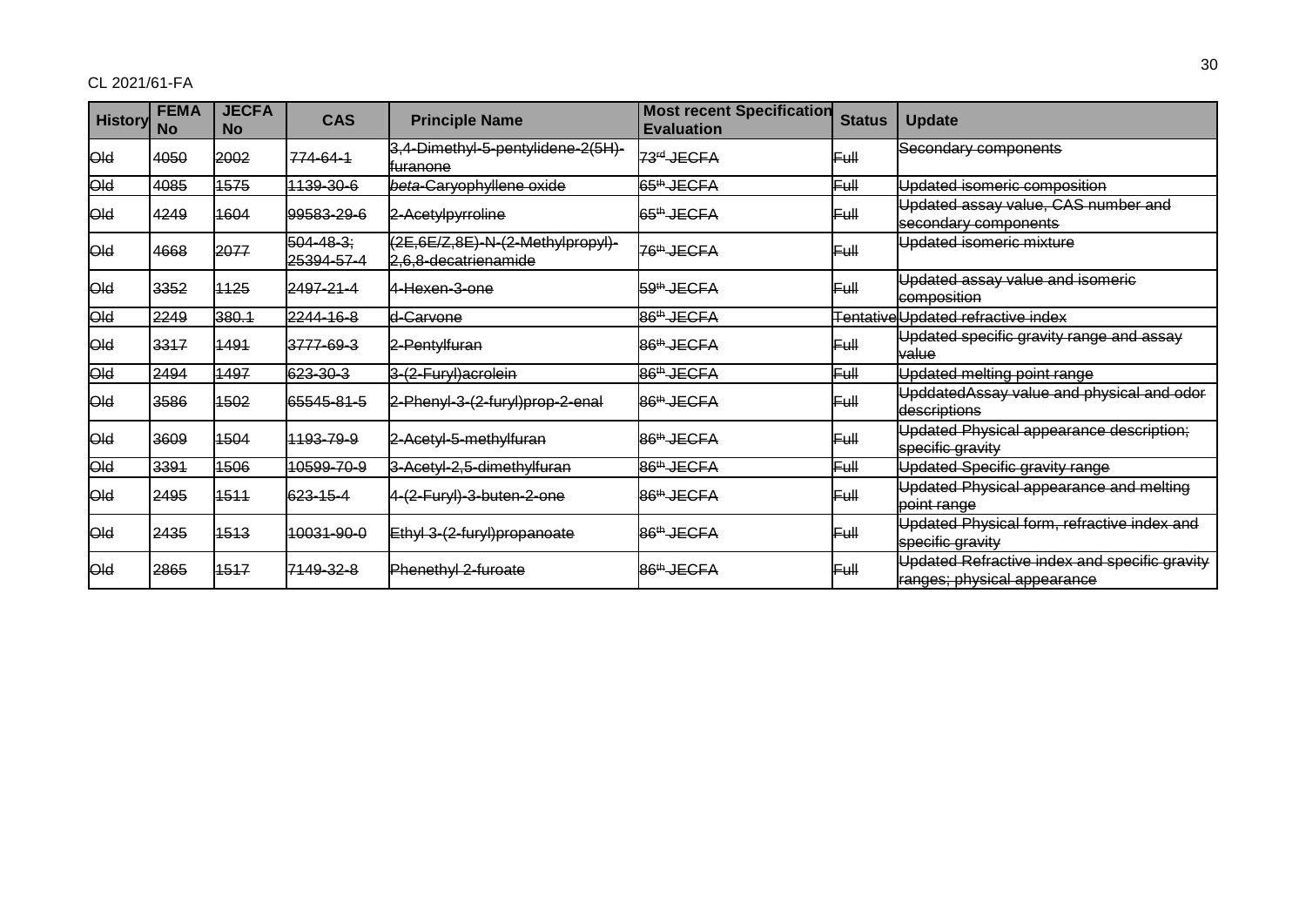CL 2021/61-FA

| History | FEMA No | JECFA No | CAS | Principle Name | Most recent Specification Evaluation | Status | Update |
|---|---|---|---|---|---|---|---|
| ~~Old~~ | ~~4050~~ | ~~2002~~ | ~~774-64-1~~ | ~~3,4-Dimethyl-5-pentylidene-2(5H)-furanone~~ | ~~73rd JECFA~~ | ~~Full~~ | ~~Secondary components~~ |
| ~~Old~~ | ~~4085~~ | ~~1575~~ | ~~1139-30-6~~ | ~~*beta*-Caryophyllene oxide~~ | ~~65th JECFA~~ | ~~Full~~ | ~~Updated isomeric composition~~ |
| ~~Old~~ | ~~4249~~ | ~~1604~~ | ~~99583-29-6~~ | ~~2-Acetylpyrroline~~ | ~~65th JECFA~~ | ~~Full~~ | ~~Updated assay value, CAS number and secondary components~~ |
| ~~Old~~ | ~~4668~~ | ~~2077~~ | ~~504-48-3; 25394-57-4~~ | ~~(2E,6E/Z,8E)-N-(2-Methylpropyl)-2,6,8-decatrienamide~~ | ~~76th JECFA~~ | ~~Full~~ | ~~Updated isomeric mixture~~ |
| ~~Old~~ | ~~3352~~ | ~~1125~~ | ~~2497-21-4~~ | ~~4-Hexen-3-one~~ | ~~59th JECFA~~ | ~~Full~~ | ~~Updated assay value and isomeric composition~~ |
| ~~Old~~ | ~~2249~~ | ~~380.1~~ | ~~2244-16-8~~ | ~~d-Carvone~~ | ~~86th JECFA~~ | ~~Tentative~~ | ~~Updated refractive index~~ |
| ~~Old~~ | ~~3317~~ | ~~1491~~ | ~~3777-69-3~~ | ~~2-Pentylfuran~~ | ~~86th JECFA~~ | ~~Full~~ | ~~Updated specific gravity range and assay value~~ |
| ~~Old~~ | ~~2494~~ | ~~1497~~ | ~~623-30-3~~ | ~~3-(2-Furyl)acrolein~~ | ~~86th JECFA~~ | ~~Full~~ | ~~Updated melting point range~~ |
| ~~Old~~ | ~~3586~~ | ~~1502~~ | ~~65545-81-5~~ | ~~2-Phenyl-3-(2-furyl)prop-2-enal~~ | ~~86th JECFA~~ | ~~Full~~ | ~~UpddatedAssay value and physical and odor descriptions~~ |
| ~~Old~~ | ~~3609~~ | ~~1504~~ | ~~1193-79-9~~ | ~~2-Acetyl-5-methylfuran~~ | ~~86th JECFA~~ | ~~Full~~ | ~~Updated Physical appearance description; specific gravity~~ |
| ~~Old~~ | ~~3391~~ | ~~1506~~ | ~~10599-70-9~~ | ~~3-Acetyl-2,5-dimethylfuran~~ | ~~86th JECFA~~ | ~~Full~~ | ~~Updated Specific gravity range~~ |
| ~~Old~~ | ~~2495~~ | ~~1511~~ | ~~623-15-4~~ | ~~4-(2-Furyl)-3-buten-2-one~~ | ~~86th JECFA~~ | ~~Full~~ | ~~Updated Physical appearance and melting point range~~ |
| ~~Old~~ | ~~2435~~ | ~~1513~~ | ~~10031-90-0~~ | ~~Ethyl 3-(2-furyl)propanoate~~ | ~~86th JECFA~~ | ~~Full~~ | ~~Updated Physical form, refractive index and specific gravity~~ |
| ~~Old~~ | ~~2865~~ | ~~1517~~ | ~~7149-32-8~~ | ~~Phenethyl 2-furoate~~ | ~~86th JECFA~~ | ~~Full~~ | ~~Updated Refractive index and specific gravity ranges; physical appearance~~ |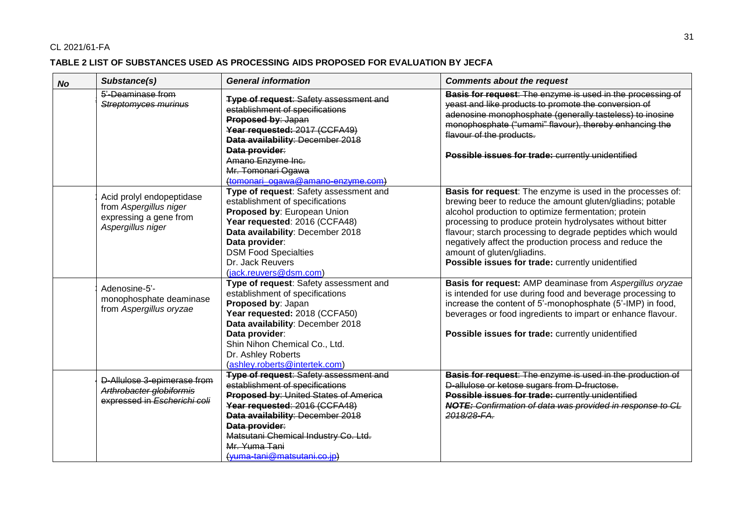CL 2021/61-FA

**TABLE 2 LIST OF SUBSTANCES USED AS PROCESSING AIDS PROPOSED FOR EVALUATION BY JECFA**

| *No* | *Substance(s)* | *General information* | *Comments about the request* |
|---|---|---|---|
| | ~~5'-Deaminase from *Streptomyces murinus*~~ | ~~**Type of request**: Safety assessment and establishment of specifications~~<br>~~**Proposed by**: Japan~~<br>~~**Year requested:** 2017 (CCFA49)~~<br>~~**Data availability**: December 2018~~<br>~~**Data provider**:~~<br>~~Amano Enzyme Inc.~~<br>~~Mr. Tomonari Ogawa~~<br>~~(tomonari_ogawa@amano-enzyme.com)~~ | ~~**Basis for request**: The enzyme is used in the processing of yeast and like products to promote the conversion of adenosine monophosphate (generally tasteless) to inosine monophosphate ("umami" flavour), thereby enhancing the flavour of the products.~~<br><br>~~**Possible issues for trade:** currently unidentified~~ |
| | Acid prolyl endopeptidase from *Aspergillus niger* expressing a gene from *Aspergillus niger* | **Type of request**: Safety assessment and establishment of specifications<br>**Proposed by**: European Union<br>**Year requested**: 2016 (CCFA48)<br>**Data availability**: December 2018<br>**Data provider**:<br>DSM Food Specialties<br>Dr. Jack Reuvers<br>(jack.reuvers@dsm.com) | **Basis for request**: The enzyme is used in the processes of: brewing beer to reduce the amount gluten/gliadins; potable alcohol production to optimize fermentation; protein processing to produce protein hydrolysates without bitter flavour; starch processing to degrade peptides which would negatively affect the production process and reduce the amount of gluten/gliadins.<br>**Possible issues for trade:** currently unidentified |
| | Adenosine-5'-monophosphate deaminase from *Aspergillus oryzae* | **Type of request**: Safety assessment and establishment of specifications<br>**Proposed by**: Japan<br>**Year requested:** 2018 (CCFA50)<br>**Data availability**: December 2018<br>**Data provider**:<br>Shin Nihon Chemical Co., Ltd.<br>Dr. Ashley Roberts<br>(ashley.roberts@intertek.com) | **Basis for request:** AMP deaminase from *Aspergillus oryzae* is intended for use during food and beverage processing to increase the content of 5'-monophosphate (5'-IMP) in food, beverages or food ingredients to impart or enhance flavour.<br><br>**Possible issues for trade:** currently unidentified |
| | ~~D-Allulose 3-epimerase from *Arthrobacter globiformis* expressed in *Escherichi coli*~~ | ~~**Type of request**: Safety assessment and establishment of specifications~~<br>~~**Proposed by**: United States of America~~<br>~~**Year requested**: 2016 (CCFA48)~~<br>~~**Data availability**: December 2018~~<br>~~**Data provider**:~~<br>~~Matsutani Chemical Industry Co. Ltd.~~<br>~~Mr. Yuma Tani~~<br>~~(yuma-tani@matsutani.co.jp)~~ | ~~**Basis for request**: The enzyme is used in the production of D-allulose or ketose sugars from D-fructose.~~<br>~~**Possible issues for trade:** currently unidentified~~<br>~~***NOTE:*** *Confirmation of data was provided in response to CL 2018/28-FA.*~~ |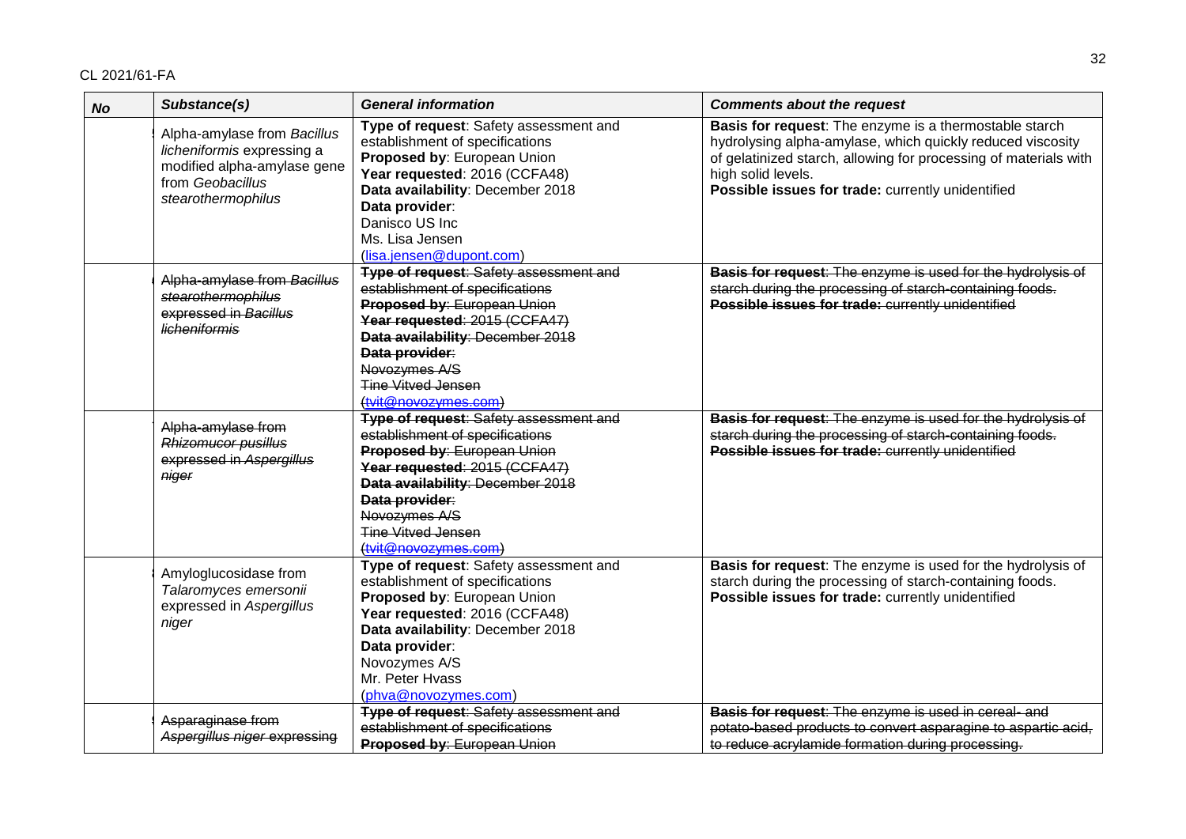| No | Substance(s) | General information | Comments about the request |
|---|---|---|---|
| | Alpha-amylase from *Bacillus licheniformis* expressing a modified alpha-amylase gene from *Geobacillus stearothermophilus* | **Type of request**: Safety assessment and establishment of specifications<br>**Proposed by**: European Union<br>**Year requested**: 2016 (CCFA48)<br>**Data availability**: December 2018<br>**Data provider**:<br>Danisco US Inc<br>Ms. Lisa Jensen<br>(lisa.jensen@dupont.com) | **Basis for request**: The enzyme is a thermostable starch hydrolysing alpha-amylase, which quickly reduced viscosity of gelatinized starch, allowing for processing of materials with high solid levels.<br>**Possible issues for trade:** currently unidentified |
| | ~~Alpha-amylase from *Bacillus stearothermophilus* expressed in *Bacillus licheniformis*~~ | ~~**Type of request**: Safety assessment and establishment of specifications~~<br>~~**Proposed by**: European Union~~<br>~~**Year requested**: 2015 (CCFA47)~~<br>~~**Data availability**: December 2018~~<br>~~**Data provider**:~~<br>~~Novozymes A/S~~<br>~~Tine Vitved Jensen~~<br>~~(tvit@novozymes.com)~~ | ~~**Basis for request**: The enzyme is used for the hydrolysis of starch during the processing of starch-containing foods.~~<br>~~**Possible issues for trade:** currently unidentified~~ |
| | ~~Alpha-amylase from *Rhizomucor pusillus* expressed in *Aspergillus niger*~~ | ~~**Type of request**: Safety assessment and establishment of specifications~~<br>~~**Proposed by**: European Union~~<br>~~**Year requested**: 2015 (CCFA47)~~<br>~~**Data availability**: December 2018~~<br>~~**Data provider**:~~<br>~~Novozymes A/S~~<br>~~Tine Vitved Jensen~~<br>~~(tvit@novozymes.com)~~ | ~~**Basis for request**: The enzyme is used for the hydrolysis of starch during the processing of starch-containing foods.~~<br>~~**Possible issues for trade:** currently unidentified~~ |
| | Amyloglucosidase from *Talaromyces emersonii* expressed in *Aspergillus niger* | **Type of request**: Safety assessment and establishment of specifications<br>**Proposed by**: European Union<br>**Year requested**: 2016 (CCFA48)<br>**Data availability**: December 2018<br>**Data provider**:<br>Novozymes A/S<br>Mr. Peter Hvass<br>(phva@novozymes.com) | **Basis for request**: The enzyme is used for the hydrolysis of starch during the processing of starch-containing foods.<br>**Possible issues for trade:** currently unidentified |
| | ~~Asparaginase from *Aspergillus niger* expressing~~ | ~~**Type of request**: Safety assessment and establishment of specifications~~<br>~~**Proposed by**: European Union~~ | ~~**Basis for request**: The enzyme is used in cereal- and potato-based products to convert asparagine to aspartic acid, to reduce acrylamide formation during processing.~~ |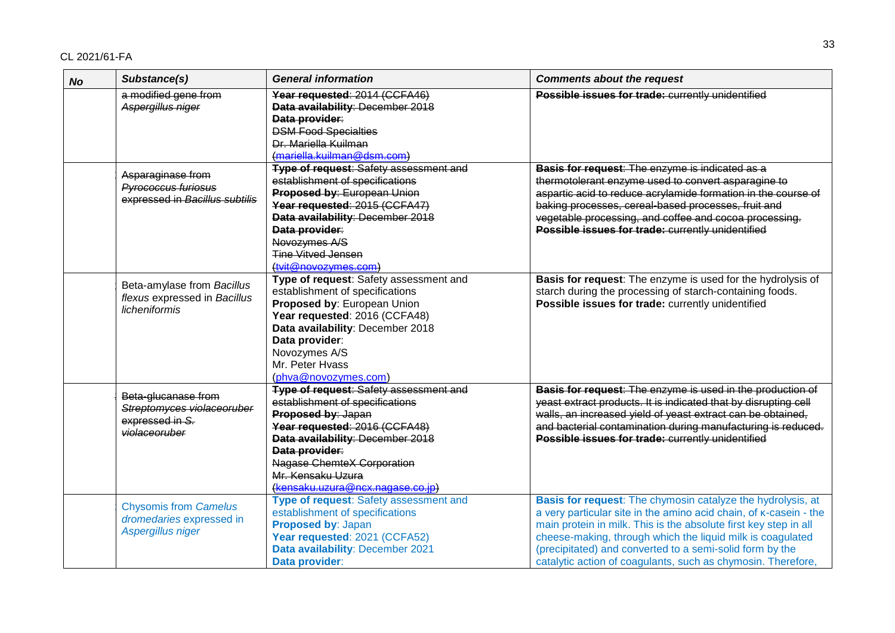| No | Substance(s) | General information | Comments about the request |
|---|---|---|---|
| | ~~a modified gene from *Aspergillus niger*~~ | ~~**Year requested**: 2014 (CCFA46)~~<br>~~**Data availability**: December 2018~~<br>~~**Data provider**:~~<br>~~DSM Food Specialties~~<br>~~Dr. Mariella Kuilman~~<br>~~(mariella.kuilman@dsm.com)~~ | ~~**Possible issues for trade:** currently unidentified~~ |
| | ~~Asparaginase from *Pyrococcus furiosus* expressed in *Bacillus subtilis*~~ | ~~**Type of request**: Safety assessment and establishment of specifications~~<br>~~**Proposed by**: European Union~~<br>~~**Year requested**: 2015 (CCFA47)~~<br>~~**Data availability**: December 2018~~<br>~~**Data provider**:~~<br>~~Novozymes A/S~~<br>~~Tine Vitved Jensen~~<br>~~(tvit@novozymes.com)~~ | ~~**Basis for request**: The enzyme is indicated as a thermotolerant enzyme used to convert asparagine to aspartic acid to reduce acrylamide formation in the course of baking processes, cereal-based processes, fruit and vegetable processing, and coffee and cocoa processing.~~<br>~~**Possible issues for trade:** currently unidentified~~ |
| | Beta-amylase from *Bacillus flexus* expressed in *Bacillus licheniformis* | **Type of request**: Safety assessment and establishment of specifications<br>**Proposed by**: European Union<br>**Year requested**: 2016 (CCFA48)<br>**Data availability**: December 2018<br>**Data provider**:<br>Novozymes A/S<br>Mr. Peter Hvass<br>(phva@novozymes.com) | **Basis for request**: The enzyme is used for the hydrolysis of starch during the processing of starch-containing foods.<br>**Possible issues for trade:** currently unidentified |
| | ~~Beta-glucanase from *Streptomyces violaceoruber* expressed in *S. violaceoruber*~~ | ~~**Type of request**: Safety assessment and establishment of specifications~~<br>~~**Proposed by**: Japan~~<br>~~**Year requested**: 2016 (CCFA48)~~<br>~~**Data availability**: December 2018~~<br>~~**Data provider**:~~<br>~~Nagase ChemteX Corporation~~<br>~~Mr. Kensaku Uzura~~<br>~~(kensaku.uzura@ncx.nagase.co.jp)~~ | ~~**Basis for request**: The enzyme is used in the production of yeast extract products. It is indicated that by disrupting cell walls, an increased yield of yeast extract can be obtained, and bacterial contamination during manufacturing is reduced.~~<br>~~**Possible issues for trade:** currently unidentified~~ |
| | Chysomis from *Camelus dromedaries* expressed in *Aspergillus niger* | **Type of request**: Safety assessment and establishment of specifications<br>**Proposed by**: Japan<br>**Year requested**: 2021 (CCFA52)<br>**Data availability**: December 2021<br>**Data provider**: | **Basis for request**: The chymosin catalyze the hydrolysis, at a very particular site in the amino acid chain, of κ-casein - the main protein in milk. This is the absolute first key step in all cheese-making, through which the liquid milk is coagulated (precipitated) and converted to a semi-solid form by the catalytic action of coagulants, such as chymosin. Therefore, |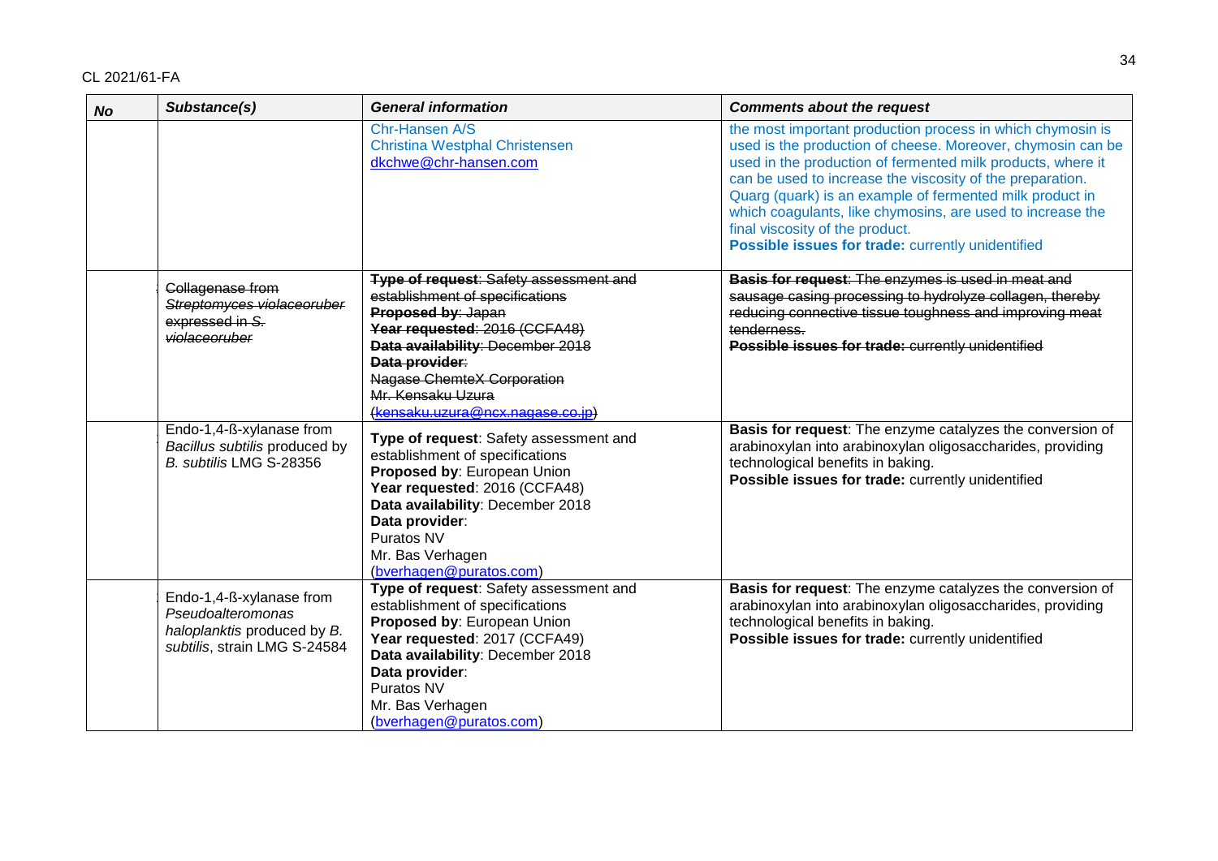| No | Substance(s) | General information | Comments about the request |
|---|---|---|---|
| | | Chr-Hansen A/S<br>Christina Westphal Christensen<br>dkchwe@chr-hansen.com | the most important production process in which chymosin is used is the production of cheese. Moreover, chymosin can be used in the production of fermented milk products, where it can be used to increase the viscosity of the preparation. Quarg (quark) is an example of fermented milk product in which coagulants, like chymosins, are used to increase the final viscosity of the product.<br>**Possible issues for trade:** currently unidentified |
| | ~~Collagenase from *Streptomyces violaceoruber* expressed in *S. violaceoruber*~~ | ~~**Type of request**: Safety assessment and establishment of specifications~~<br>~~**Proposed by**: Japan~~<br>~~**Year requested**: 2016 (CCFA48)~~<br>~~**Data availability**: December 2018~~<br>~~**Data provider**:~~<br>~~Nagase ChemteX Corporation~~<br>~~Mr. Kensaku Uzura~~<br>~~(kensaku.uzura@ncx.nagase.co.jp)~~ | ~~**Basis for request**: The enzymes is used in meat and sausage casing processing to hydrolyze collagen, thereby reducing connective tissue toughness and improving meat tenderness.~~<br>~~**Possible issues for trade:** currently unidentified~~ |
| | Endo-1,4-ß-xylanase from *Bacillus subtilis* produced by *B. subtilis* LMG S-28356 | **Type of request**: Safety assessment and establishment of specifications<br>**Proposed by**: European Union<br>**Year requested**: 2016 (CCFA48)<br>**Data availability**: December 2018<br>**Data provider**:<br>Puratos NV<br>Mr. Bas Verhagen<br>(bverhagen@puratos.com) | **Basis for request**: The enzyme catalyzes the conversion of arabinoxylan into arabinoxylan oligosaccharides, providing technological benefits in baking.<br>**Possible issues for trade:** currently unidentified |
| | Endo-1,4-ß-xylanase from *Pseudoalteromonas haloplanktis* produced by *B. subtilis*, strain LMG S-24584 | **Type of request**: Safety assessment and establishment of specifications<br>**Proposed by**: European Union<br>**Year requested**: 2017 (CCFA49)<br>**Data availability**: December 2018<br>**Data provider**:<br>Puratos NV<br>Mr. Bas Verhagen<br>(bverhagen@puratos.com) | **Basis for request**: The enzyme catalyzes the conversion of arabinoxylan into arabinoxylan oligosaccharides, providing technological benefits in baking.<br>**Possible issues for trade:** currently unidentified |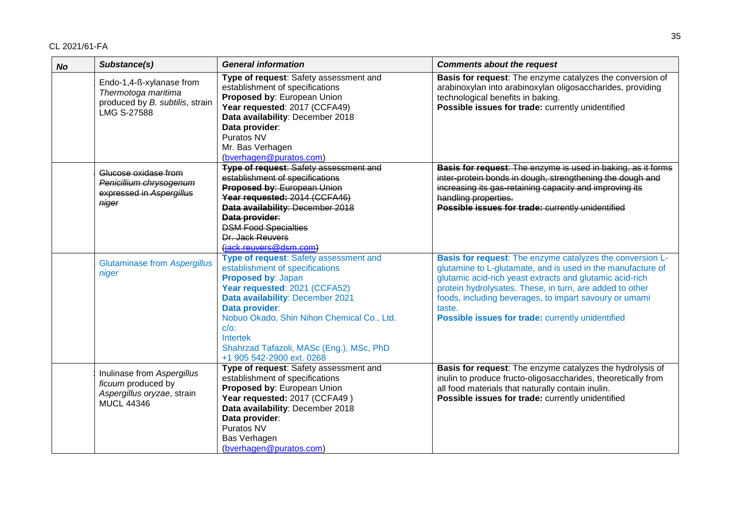CL 2021/61-FA

| No | Substance(s) | General information | Comments about the request |
|---|---|---|---|
| | Endo-1,4-ß-xylanase from *Thermotoga maritima* produced by *B. subtilis*, strain LMG S-27588 | **Type of request**: Safety assessment and establishment of specifications<br>**Proposed by**: European Union<br>**Year requested**: 2017 (CCFA49)<br>**Data availability**: December 2018<br>**Data provider**:<br>Puratos NV<br>Mr. Bas Verhagen<br>(bverhagen@puratos.com) | **Basis for request**: The enzyme catalyzes the conversion of arabinoxylan into arabinoxylan oligosaccharides, providing technological benefits in baking.<br>**Possible issues for trade:** currently unidentified |
| | ~~Glucose oxidase from *Penicillium chrysogenum* expressed in *Aspergillus niger*~~ | ~~**Type of request**: Safety assessment and establishment of specifications~~<br>~~**Proposed by**: European Union~~<br>~~**Year requested:** 2014 (CCFA46)~~<br>~~**Data availability**: December 2018~~<br>~~**Data provider**:~~<br>~~DSM Food Specialties~~<br>~~Dr. Jack Reuvers~~<br>~~(jack.reuvers@dsm.com)~~ | ~~**Basis for request**: The enzyme is used in baking, as it forms inter-protein bonds in dough, strengthening the dough and increasing its gas-retaining capacity and improving its handling properties.~~<br>~~**Possible issues for trade:** currently unidentified~~ |
| | Glutaminase from *Aspergillus niger* | **Type of request**: Safety assessment and establishment of specifications<br>**Proposed by**: Japan<br>**Year requested**: 2021 (CCFA52)<br>**Data availability**: December 2021<br>**Data provider**:<br>Nobuo Okado, Shin Nihon Chemical Co., Ltd.<br>c/o:<br>Intertek<br>Shahrzad Tafazoli, MASc (Eng.), MSc, PhD<br>+1 905 542-2900 ext. 0268 | **Basis for request**: The enzyme catalyzes the conversion L-glutamine to L-glutamate, and is used in the manufacture of glutamic acid-rich yeast extracts and glutamic acid-rich protein hydrolysates. These, in turn, are added to other foods, including beverages, to impart savoury or umami taste.<br>**Possible issues for trade:** currently unidentified |
| | Inulinase from *Aspergillus ficuum* produced by *Aspergillus oryzae*, strain MUCL 44346 | **Type of request**: Safety assessment and establishment of specifications<br>**Proposed by**: European Union<br>**Year requested:** 2017 (CCFA49 )<br>**Data availability**: December 2018<br>**Data provider**:<br>Puratos NV<br>Bas Verhagen<br>(bverhagen@puratos.com) | **Basis for request**: The enzyme catalyzes the hydrolysis of inulin to produce fructo-oligosaccharides, theoretically from all food materials that naturally contain inulin.<br>**Possible issues for trade:** currently unidentified |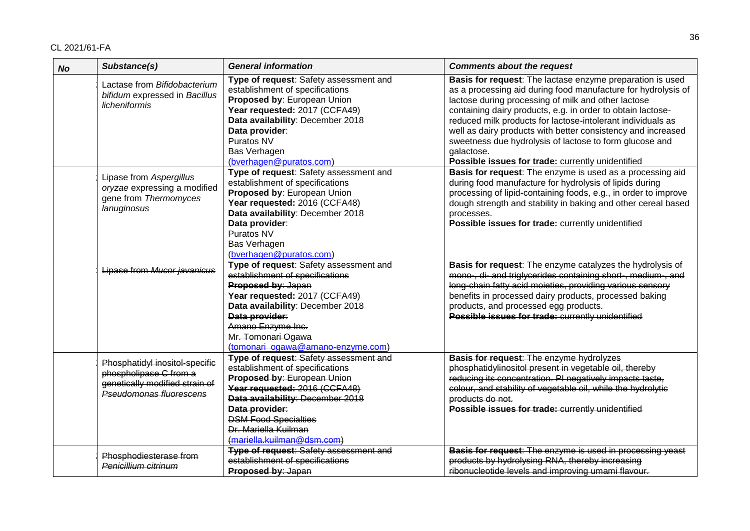| No | Substance(s) | General information | Comments about the request |
|---|---|---|---|
| | Lactase from *Bifidobacterium bifidum* expressed in *Bacillus licheniformis* | **Type of request**: Safety assessment and establishment of specifications<br>**Proposed by**: European Union<br>**Year requested:** 2017 (CCFA49)<br>**Data availability**: December 2018<br>**Data provider**:<br>Puratos NV<br>Bas Verhagen<br>(bverhagen@puratos.com) | **Basis for request**: The lactase enzyme preparation is used as a processing aid during food manufacture for hydrolysis of lactose during processing of milk and other lactose containing dairy products, e.g. in order to obtain lactose-reduced milk products for lactose-intolerant individuals as well as dairy products with better consistency and increased sweetness due hydrolysis of lactose to form glucose and galactose.<br>**Possible issues for trade:** currently unidentified |
| | Lipase from *Aspergillus oryzae* expressing a modified gene from *Thermomyces lanuginosus* | **Type of request**: Safety assessment and establishment of specifications<br>**Proposed by**: European Union<br>**Year requested:** 2016 (CCFA48)<br>**Data availability**: December 2018<br>**Data provider**:<br>Puratos NV<br>Bas Verhagen<br>(bverhagen@puratos.com) | **Basis for request**: The enzyme is used as a processing aid during food manufacture for hydrolysis of lipids during processing of lipid-containing foods, e.g., in order to improve dough strength and stability in baking and other cereal based processes.<br>**Possible issues for trade:** currently unidentified |
| | ~~Lipase from *Mucor javanicus*~~ | ~~**Type of request**: Safety assessment and establishment of specifications~~<br>~~**Proposed by**: Japan~~<br>~~**Year requested:** 2017 (CCFA49)~~<br>~~**Data availability**: December 2018~~<br>~~**Data provider**:~~<br>~~Amano Enzyme Inc.~~<br>~~Mr. Tomonari Ogawa~~<br>~~(tomonari_ogawa@amano-enzyme.com)~~ | ~~**Basis for request**: The enzyme catalyzes the hydrolysis of mono-, di- and triglycerides containing short-, medium-, and long-chain fatty acid moieties, providing various sensory benefits in processed dairy products, processed baking products, and processed egg products.~~<br>~~**Possible issues for trade:** currently unidentified~~ |
| | ~~Phosphatidyl inositol-specific phospholipase C from a genetically modified strain of *Pseudomonas fluorescens*~~ | ~~**Type of request**: Safety assessment and establishment of specifications~~<br>~~**Proposed by**: European Union~~<br>~~**Year requested:** 2016 (CCFA48)~~<br>~~**Data availability**: December 2018~~<br>~~**Data provider**:~~<br>~~DSM Food Specialties~~<br>~~Dr. Mariella Kuilman~~<br>~~(mariella.kuilman@dsm.com)~~ | ~~**Basis for request**: The enzyme hydrolyzes phosphatidylinositol present in vegetable oil, thereby reducing its concentration. PI negatively impacts taste, colour, and stability of vegetable oil, while the hydrolytic products do not.~~<br>~~**Possible issues for trade:** currently unidentified~~ |
| | ~~Phosphodiesterase from *Penicillium citrinum*~~ | ~~**Type of request**: Safety assessment and establishment of specifications~~<br>~~**Proposed by**: Japan~~ | ~~**Basis for request**: The enzyme is used in processing yeast products by hydrolysing RNA, thereby increasing ribonucleotide levels and improving umami flavour.~~ |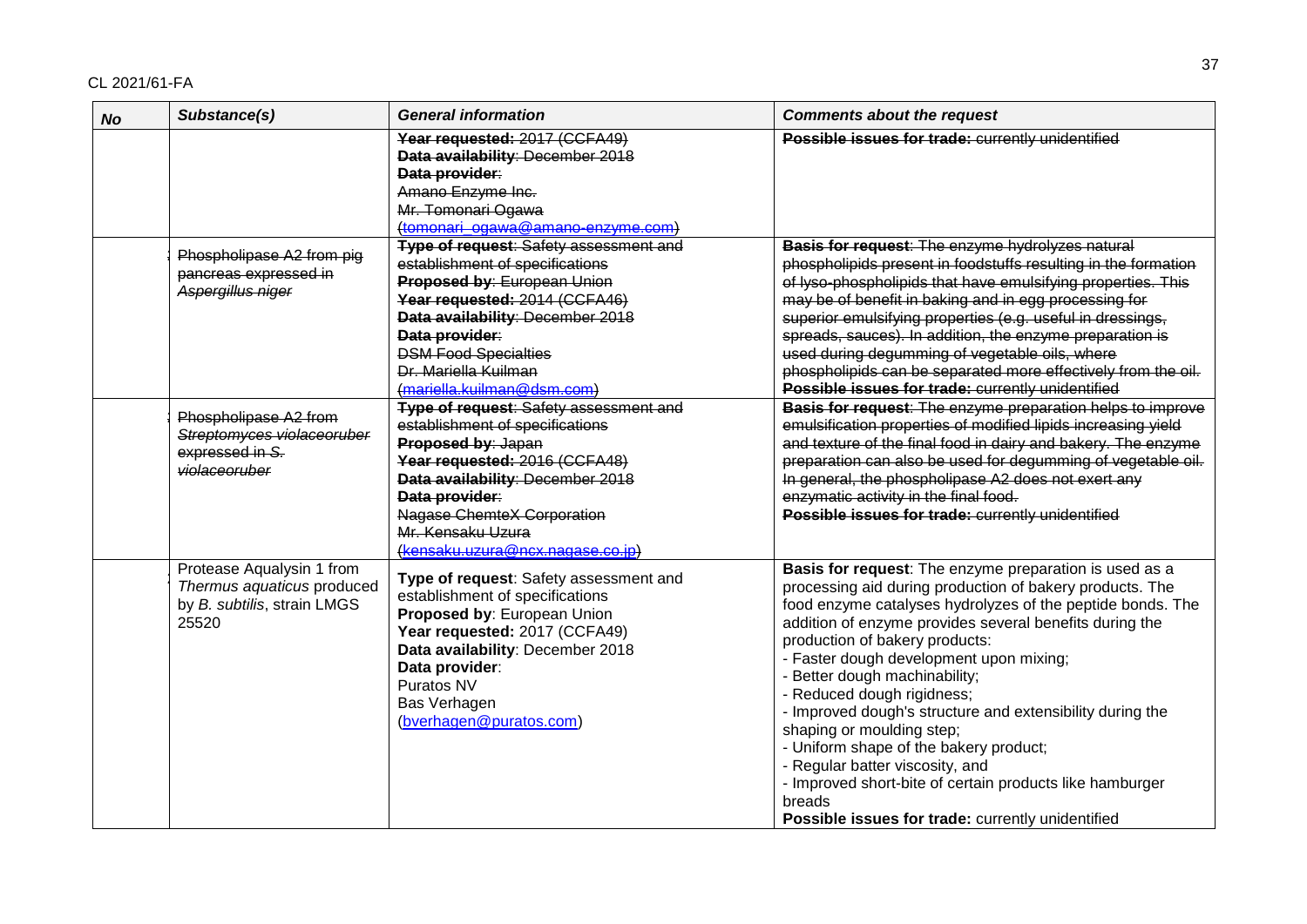| No | Substance(s) | General information | Comments about the request |
|---|---|---|---|
| | | ~~**Year requested:** 2017 (CCFA49)~~<br>~~**Data availability**: December 2018~~<br>~~**Data provider**:~~<br>~~Amano Enzyme Inc.~~<br>~~Mr. Tomonari Ogawa~~<br>~~(tomonari_ogawa@amano-enzyme.com)~~ | ~~**Possible issues for trade:** currently unidentified~~ |
| | ~~Phospholipase A2 from pig pancreas expressed in *Aspergillus niger*~~ | ~~**Type of request**: Safety assessment and establishment of specifications~~<br>~~**Proposed by**: European Union~~<br>~~**Year requested:** 2014 (CCFA46)~~<br>~~**Data availability**: December 2018~~<br>~~**Data provider**:~~<br>~~DSM Food Specialties~~<br>~~Dr. Mariella Kuilman~~<br>~~(mariella.kuilman@dsm.com)~~ | ~~**Basis for request**: The enzyme hydrolyzes natural phospholipids present in foodstuffs resulting in the formation of lyso-phospholipids that have emulsifying properties. This may be of benefit in baking and in egg processing for superior emulsifying properties (e.g. useful in dressings, spreads, sauces). In addition, the enzyme preparation is used during degumming of vegetable oils, where phospholipids can be separated more effectively from the oil.~~<br>~~**Possible issues for trade:** currently unidentified~~ |
| | ~~Phospholipase A2 from *Streptomyces violaceoruber* expressed in *S. violaceoruber*~~ | ~~**Type of request**: Safety assessment and establishment of specifications~~<br>~~**Proposed by**: Japan~~<br>~~**Year requested:** 2016 (CCFA48)~~<br>~~**Data availability**: December 2018~~<br>~~**Data provider**:~~<br>~~Nagase ChemteX Corporation~~<br>~~Mr. Kensaku Uzura~~<br>~~(kensaku.uzura@ncx.nagase.co.jp)~~ | ~~**Basis for request**: The enzyme preparation helps to improve emulsification properties of modified lipids increasing yield and texture of the final food in dairy and bakery. The enzyme preparation can also be used for degumming of vegetable oil. In general, the phospholipase A2 does not exert any enzymatic activity in the final food.~~<br>~~**Possible issues for trade:** currently unidentified~~ |
| | Protease Aqualysin 1 from *Thermus aquaticus* produced by *B. subtilis*, strain LMGS 25520 | **Type of request**: Safety assessment and establishment of specifications<br>**Proposed by**: European Union<br>**Year requested:** 2017 (CCFA49)<br>**Data availability**: December 2018<br>**Data provider**:<br>Puratos NV<br>Bas Verhagen<br>(bverhagen@puratos.com) | **Basis for request**: The enzyme preparation is used as a processing aid during production of bakery products. The food enzyme catalyses hydrolyzes of the peptide bonds. The addition of enzyme provides several benefits during the production of bakery products:<br>- Faster dough development upon mixing;<br>- Better dough machinability;<br>- Reduced dough rigidness;<br>- Improved dough's structure and extensibility during the shaping or moulding step;<br>- Uniform shape of the bakery product;<br>- Regular batter viscosity, and<br>- Improved short-bite of certain products like hamburger breads<br>**Possible issues for trade:** currently unidentified |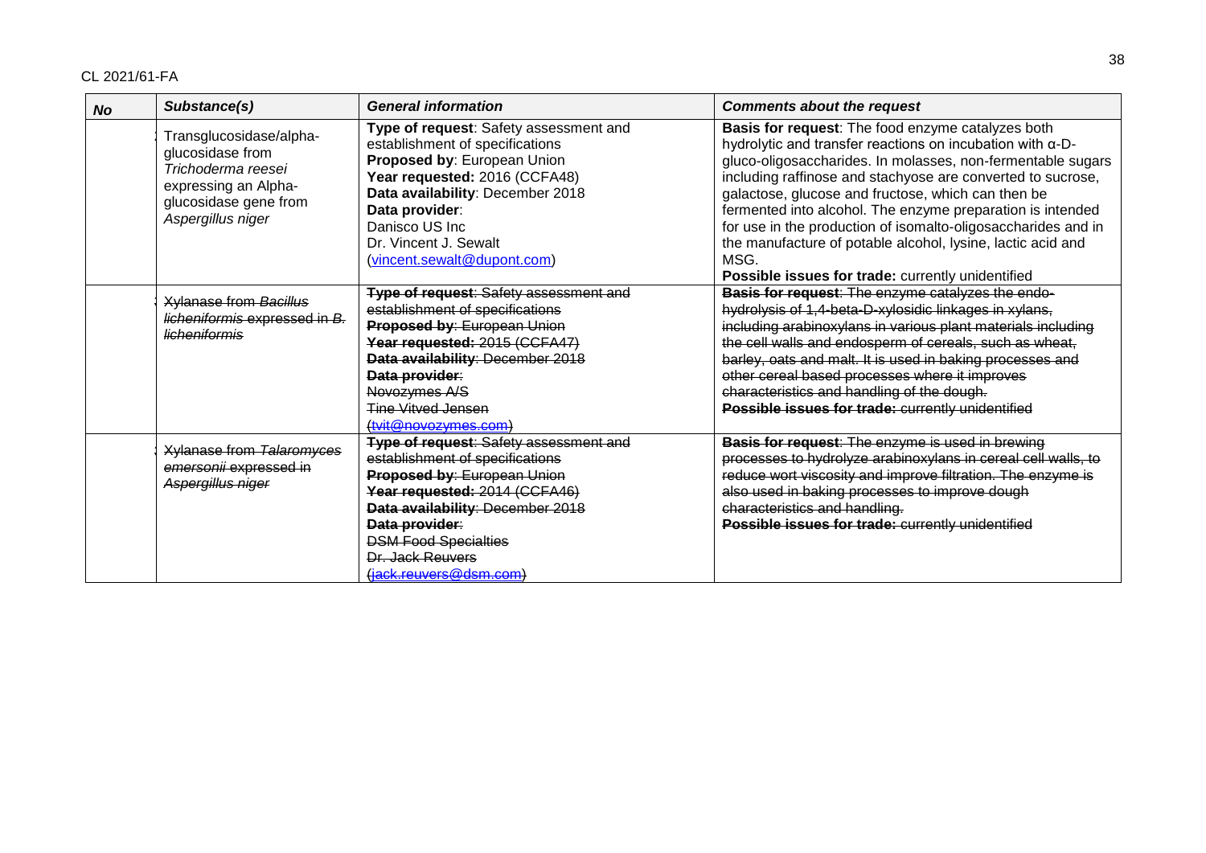| No | Substance(s) | General information | Comments about the request |
|---|---|---|---|
| | Transglucosidase/alpha-glucosidase from *Trichoderma reesei* expressing an Alpha-glucosidase gene from *Aspergillus niger* | **Type of request**: Safety assessment and establishment of specifications<br>**Proposed by**: European Union<br>**Year requested:** 2016 (CCFA48)<br>**Data availability**: December 2018<br>**Data provider**:<br>Danisco US Inc<br>Dr. Vincent J. Sewalt<br>(vincent.sewalt@dupont.com) | **Basis for request**: The food enzyme catalyzes both hydrolytic and transfer reactions on incubation with α-D-gluco-oligosaccharides. In molasses, non-fermentable sugars including raffinose and stachyose are converted to sucrose, galactose, glucose and fructose, which can then be fermented into alcohol. The enzyme preparation is intended for use in the production of isomalto-oligosaccharides and in the manufacture of potable alcohol, lysine, lactic acid and MSG.<br>**Possible issues for trade:** currently unidentified |
| | ~~Xylanase from *Bacillus licheniformis* expressed in *B. licheniformis*~~ | ~~**Type of request**: Safety assessment and establishment of specifications~~<br>~~**Proposed by**: European Union~~<br>~~**Year requested:** 2015 (CCFA47)~~<br>~~**Data availability**: December 2018~~<br>~~**Data provider**:~~<br>~~Novozymes A/S~~<br>~~Tine Vitved Jensen~~<br>~~(tvit@novozymes.com)~~ | ~~**Basis for request**: The enzyme catalyzes the endo-hydrolysis of 1,4-beta-D-xylosidic linkages in xylans, including arabinoxylans in various plant materials including the cell walls and endosperm of cereals, such as wheat, barley, oats and malt. It is used in baking processes and other cereal based processes where it improves characteristics and handling of the dough.~~<br>~~**Possible issues for trade:** currently unidentified~~ |
| | ~~Xylanase from *Talaromyces emersonii* expressed in *Aspergillus niger*~~ | ~~**Type of request**: Safety assessment and establishment of specifications~~<br>~~**Proposed by**: European Union~~<br>~~**Year requested:** 2014 (CCFA46)~~<br>~~**Data availability**: December 2018~~<br>~~**Data provider**:~~<br>~~DSM Food Specialties~~<br>~~Dr. Jack Reuvers~~<br>~~(jack.reuvers@dsm.com)~~ | ~~**Basis for request**: The enzyme is used in brewing processes to hydrolyze arabinoxylans in cereal cell walls, to reduce wort viscosity and improve filtration. The enzyme is also used in baking processes to improve dough characteristics and handling.~~<br>~~**Possible issues for trade:** currently unidentified~~ |